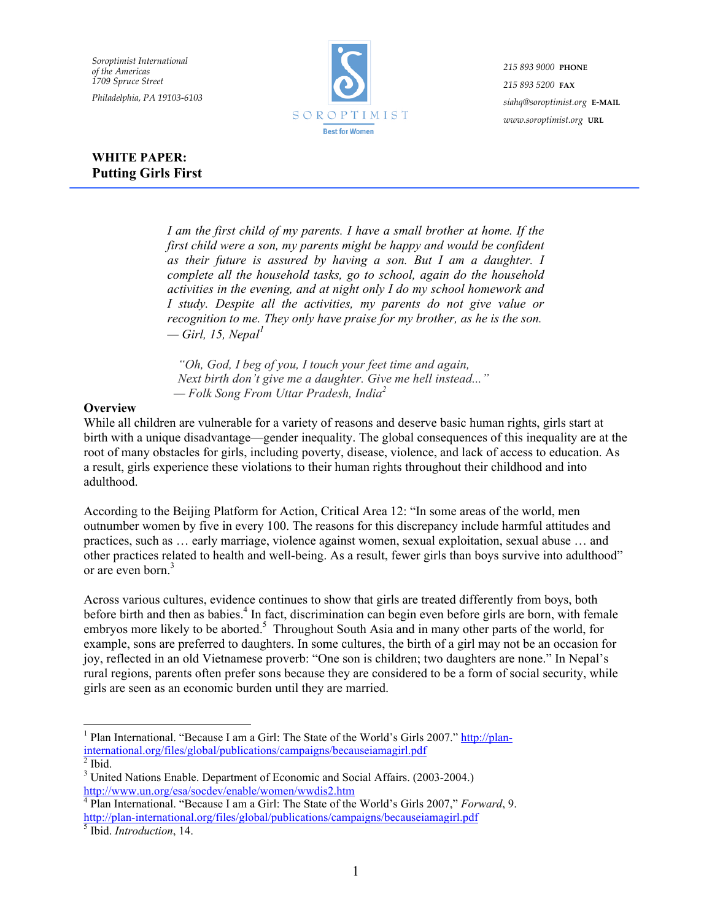Soroptimist International
of the Americas
1709 Spruce Street

Philadelphia, PA 19103-6103

SOROPTIMIST
Best for Women

215 893 9000 PHONE
215 893 5200 FAX
siahq@soroptimist.org E-MAIL
www.soroptimist.org URL

# WHITE PAPER: Putting Girls First

> *I am the first child of my parents. I have a small brother at home. If the first child were a son, my parents might be happy and would be confident as their future is assured by having a son. But I am a daughter. I complete all the household tasks, go to school, again do the household activities in the evening, and at night only I do my school homework and I study. Despite all the activities, my parents do not give value or recognition to me. They only have praise for my brother, as he is the son.*
> *— Girl, 15, Nepal*[1]

> *"Oh, God, I beg of you, I touch your feet time and again,*
> *Next birth don't give me a daughter. Give me hell instead..."*
> *— Folk Song From Uttar Pradesh, India*[2]

## Overview

While all children are vulnerable for a variety of reasons and deserve basic human rights, girls start at birth with a unique disadvantage—gender inequality. The global consequences of this inequality are at the root of many obstacles for girls, including poverty, disease, violence, and lack of access to education. As a result, girls experience these violations to their human rights throughout their childhood and into adulthood.

According to the Beijing Platform for Action, Critical Area 12: "In some areas of the world, men outnumber women by five in every 100. The reasons for this discrepancy include harmful attitudes and practices, such as … early marriage, violence against women, sexual exploitation, sexual abuse … and other practices related to health and well-being. As a result, fewer girls than boys survive into adulthood" or are even born.[3]

Across various cultures, evidence continues to show that girls are treated differently from boys, both before birth and then as babies.[4] In fact, discrimination can begin even before girls are born, with female embryos more likely to be aborted.[5] Throughout South Asia and in many other parts of the world, for example, sons are preferred to daughters. In some cultures, the birth of a girl may not be an occasion for joy, reflected in an old Vietnamese proverb: "One son is children; two daughters are none." In Nepal's rural regions, parents often prefer sons because they are considered to be a form of social security, while girls are seen as an economic burden until they are married.

---

[1] Plan International. "Because I am a Girl: The State of the World's Girls 2007." http://plan-international.org/files/global/publications/campaigns/becauseiamagirl.pdf

[2] Ibid.

[3] United Nations Enable. Department of Economic and Social Affairs. (2003-2004.) http://www.un.org/esa/socdev/enable/women/wwdis2.htm

[4] Plan International. "Because I am a Girl: The State of the World's Girls 2007," *Forward*, 9. http://plan-international.org/files/global/publications/campaigns/becauseiamagirl.pdf

[5] Ibid. *Introduction*, 14.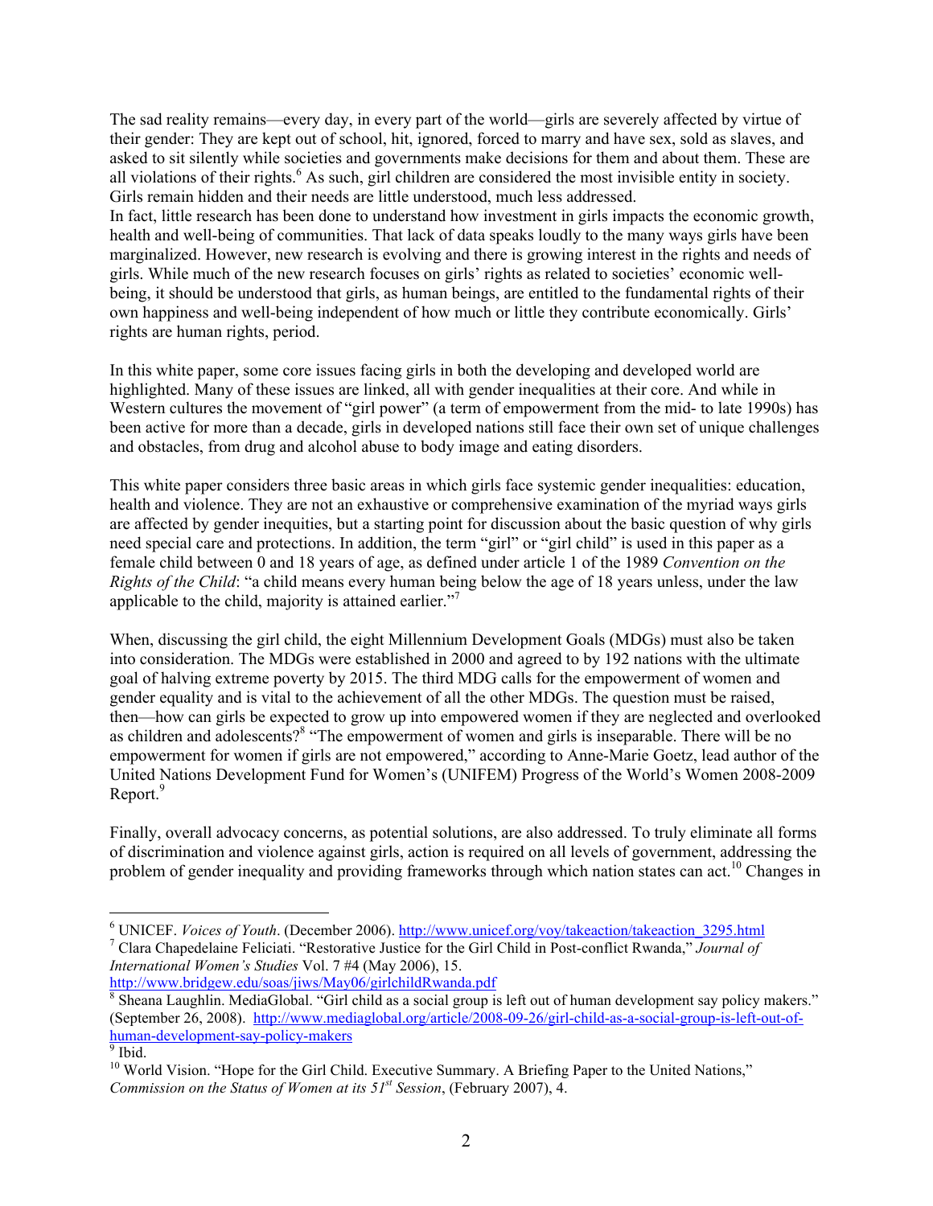The sad reality remains—every day, in every part of the world—girls are severely affected by virtue of their gender: They are kept out of school, hit, ignored, forced to marry and have sex, sold as slaves, and asked to sit silently while societies and governments make decisions for them and about them. These are all violations of their rights.[6] As such, girl children are considered the most invisible entity in society. Girls remain hidden and their needs are little understood, much less addressed.

In fact, little research has been done to understand how investment in girls impacts the economic growth, health and well-being of communities. That lack of data speaks loudly to the many ways girls have been marginalized. However, new research is evolving and there is growing interest in the rights and needs of girls. While much of the new research focuses on girls' rights as related to societies' economic well-being, it should be understood that girls, as human beings, are entitled to the fundamental rights of their own happiness and well-being independent of how much or little they contribute economically. Girls' rights are human rights, period.

In this white paper, some core issues facing girls in both the developing and developed world are highlighted. Many of these issues are linked, all with gender inequalities at their core. And while in Western cultures the movement of "girl power" (a term of empowerment from the mid- to late 1990s) has been active for more than a decade, girls in developed nations still face their own set of unique challenges and obstacles, from drug and alcohol abuse to body image and eating disorders.

This white paper considers three basic areas in which girls face systemic gender inequalities: education, health and violence. They are not an exhaustive or comprehensive examination of the myriad ways girls are affected by gender inequities, but a starting point for discussion about the basic question of why girls need special care and protections. In addition, the term "girl" or "girl child" is used in this paper as a female child between 0 and 18 years of age, as defined under article 1 of the 1989 *Convention on the Rights of the Child*: "a child means every human being below the age of 18 years unless, under the law applicable to the child, majority is attained earlier."[7]

When, discussing the girl child, the eight Millennium Development Goals (MDGs) must also be taken into consideration. The MDGs were established in 2000 and agreed to by 192 nations with the ultimate goal of halving extreme poverty by 2015. The third MDG calls for the empowerment of women and gender equality and is vital to the achievement of all the other MDGs. The question must be raised, then—how can girls be expected to grow up into empowered women if they are neglected and overlooked as children and adolescents?[8] "The empowerment of women and girls is inseparable. There will be no empowerment for women if girls are not empowered," according to Anne-Marie Goetz, lead author of the United Nations Development Fund for Women's (UNIFEM) Progress of the World's Women 2008-2009 Report.[9]

Finally, overall advocacy concerns, as potential solutions, are also addressed. To truly eliminate all forms of discrimination and violence against girls, action is required on all levels of government, addressing the problem of gender inequality and providing frameworks through which nation states can act.[10] Changes in

---

[6] UNICEF. *Voices of Youth*. (December 2006). http://www.unicef.org/voy/takeaction/takeaction_3295.html

[7] Clara Chapedelaine Feliciati. "Restorative Justice for the Girl Child in Post-conflict Rwanda," *Journal of International Women's Studies* Vol. 7 #4 (May 2006), 15. http://www.bridgew.edu/soas/jiws/May06/girlchildRwanda.pdf

[8] Sheana Laughlin. MediaGlobal. "Girl child as a social group is left out of human development say policy makers." (September 26, 2008). http://www.mediaglobal.org/article/2008-09-26/girl-child-as-a-social-group-is-left-out-of-human-development-say-policy-makers

[9] Ibid.

[10] World Vision. "Hope for the Girl Child. Executive Summary. A Briefing Paper to the United Nations," *Commission on the Status of Women at its 51st Session*, (February 2007), 4.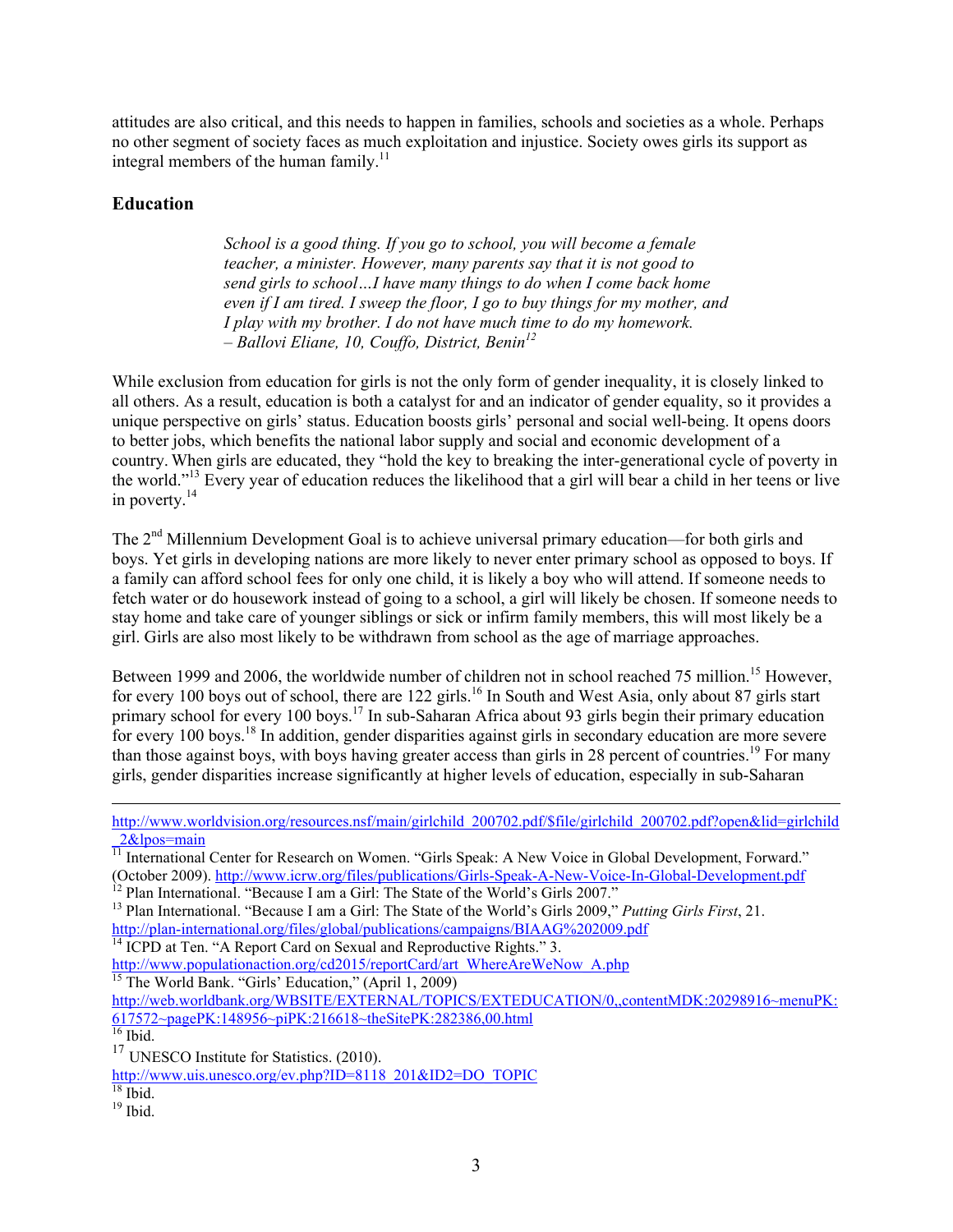attitudes are also critical, and this needs to happen in families, schools and societies as a whole. Perhaps no other segment of society faces as much exploitation and injustice. Society owes girls its support as integral members of the human family.[11]

## Education

> *School is a good thing. If you go to school, you will become a female teacher, a minister. However, many parents say that it is not good to send girls to school…I have many things to do when I come back home even if I am tired. I sweep the floor, I go to buy things for my mother, and I play with my brother. I do not have much time to do my homework.*
> *– Ballovi Eliane, 10, Couffo, District, Benin*[12]

While exclusion from education for girls is not the only form of gender inequality, it is closely linked to all others. As a result, education is both a catalyst for and an indicator of gender equality, so it provides a unique perspective on girls' status. Education boosts girls' personal and social well-being. It opens doors to better jobs, which benefits the national labor supply and social and economic development of a country. When girls are educated, they "hold the key to breaking the inter-generational cycle of poverty in the world."[13] Every year of education reduces the likelihood that a girl will bear a child in her teens or live in poverty.[14]

The 2nd Millennium Development Goal is to achieve universal primary education—for both girls and boys. Yet girls in developing nations are more likely to never enter primary school as opposed to boys. If a family can afford school fees for only one child, it is likely a boy who will attend. If someone needs to fetch water or do housework instead of going to a school, a girl will likely be chosen. If someone needs to stay home and take care of younger siblings or sick or infirm family members, this will most likely be a girl. Girls are also most likely to be withdrawn from school as the age of marriage approaches.

Between 1999 and 2006, the worldwide number of children not in school reached 75 million.[15] However, for every 100 boys out of school, there are 122 girls.[16] In South and West Asia, only about 87 girls start primary school for every 100 boys.[17] In sub-Saharan Africa about 93 girls begin their primary education for every 100 boys.[18] In addition, gender disparities against girls in secondary education are more severe than those against boys, with boys having greater access than girls in 28 percent of countries.[19] For many girls, gender disparities increase significantly at higher levels of education, especially in sub-Saharan

---

http://www.worldvision.org/resources.nsf/main/girlchild_200702.pdf/$file/girlchild_200702.pdf?open&lid=girlchild_2&lpos=main

[11] International Center for Research on Women. "Girls Speak: A New Voice in Global Development, Forward." (October 2009). http://www.icrw.org/files/publications/Girls-Speak-A-New-Voice-In-Global-Development.pdf

[12] Plan International. "Because I am a Girl: The State of the World's Girls 2007."

[13] Plan International. "Because I am a Girl: The State of the World's Girls 2009," *Putting Girls First*, 21. http://plan-international.org/files/global/publications/campaigns/BIAAG%202009.pdf

[14] ICPD at Ten. "A Report Card on Sexual and Reproductive Rights." 3. http://www.populationaction.org/cd2015/reportCard/art_WhereAreWeNow_A.php

[15] The World Bank. "Girls' Education," (April 1, 2009) http://web.worldbank.org/WBSITE/EXTERNAL/TOPICS/EXTEDUCATION/0,,contentMDK:20298916~menuPK:617572~pagePK:148956~piPK:216618~theSitePK:282386,00.html

[16] Ibid.

[17] UNESCO Institute for Statistics. (2010). http://www.uis.unesco.org/ev.php?ID=8118_201&ID2=DO_TOPIC

[18] Ibid.

[19] Ibid.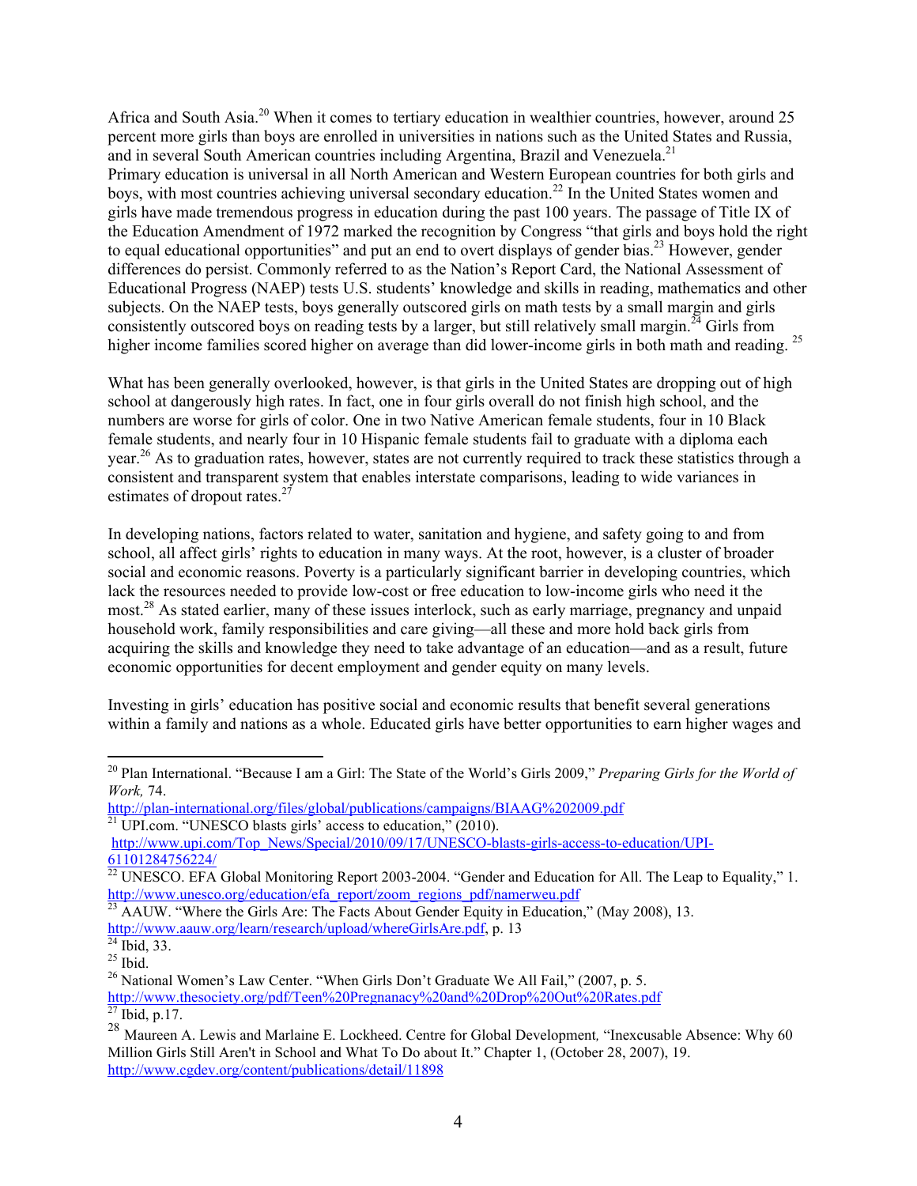Africa and South Asia.[20] When it comes to tertiary education in wealthier countries, however, around 25 percent more girls than boys are enrolled in universities in nations such as the United States and Russia, and in several South American countries including Argentina, Brazil and Venezuela.[21]
Primary education is universal in all North American and Western European countries for both girls and boys, with most countries achieving universal secondary education.[22] In the United States women and girls have made tremendous progress in education during the past 100 years. The passage of Title IX of the Education Amendment of 1972 marked the recognition by Congress "that girls and boys hold the right to equal educational opportunities" and put an end to overt displays of gender bias.[23] However, gender differences do persist. Commonly referred to as the Nation's Report Card, the National Assessment of Educational Progress (NAEP) tests U.S. students' knowledge and skills in reading, mathematics and other subjects. On the NAEP tests, boys generally outscored girls on math tests by a small margin and girls consistently outscored boys on reading tests by a larger, but still relatively small margin.[24] Girls from higher income families scored higher on average than did lower-income girls in both math and reading. [25]

What has been generally overlooked, however, is that girls in the United States are dropping out of high school at dangerously high rates. In fact, one in four girls overall do not finish high school, and the numbers are worse for girls of color. One in two Native American female students, four in 10 Black female students, and nearly four in 10 Hispanic female students fail to graduate with a diploma each year.[26] As to graduation rates, however, states are not currently required to track these statistics through a consistent and transparent system that enables interstate comparisons, leading to wide variances in estimates of dropout rates.[27]

In developing nations, factors related to water, sanitation and hygiene, and safety going to and from school, all affect girls' rights to education in many ways. At the root, however, is a cluster of broader social and economic reasons. Poverty is a particularly significant barrier in developing countries, which lack the resources needed to provide low-cost or free education to low-income girls who need it the most.[28] As stated earlier, many of these issues interlock, such as early marriage, pregnancy and unpaid household work, family responsibilities and care giving—all these and more hold back girls from acquiring the skills and knowledge they need to take advantage of an education—and as a result, future economic opportunities for decent employment and gender equity on many levels.

Investing in girls' education has positive social and economic results that benefit several generations within a family and nations as a whole. Educated girls have better opportunities to earn higher wages and

---

[20] Plan International. "Because I am a Girl: The State of the World's Girls 2009," *Preparing Girls for the World of Work,* 74.
http://plan-international.org/files/global/publications/campaigns/BIAAG%202009.pdf

[21] UPI.com. "UNESCO blasts girls' access to education," (2010).
http://www.upi.com/Top_News/Special/2010/09/17/UNESCO-blasts-girls-access-to-education/UPI-61101284756224/

[22] UNESCO. EFA Global Monitoring Report 2003-2004. "Gender and Education for All. The Leap to Equality," 1.
http://www.unesco.org/education/efa_report/zoom_regions_pdf/namerweu.pdf

[23] AAUW. "Where the Girls Are: The Facts About Gender Equity in Education," (May 2008), 13.
http://www.aauw.org/learn/research/upload/whereGirlsAre.pdf, p. 13

[24] Ibid, 33.

[25] Ibid.

[26] National Women's Law Center. "When Girls Don't Graduate We All Fail," (2007, p. 5.
http://www.thesociety.org/pdf/Teen%20Pregnanacy%20and%20Drop%20Out%20Rates.pdf

[27] Ibid, p.17.

[28] Maureen A. Lewis and Marlaine E. Lockheed. Centre for Global Development, "Inexcusable Absence: Why 60 Million Girls Still Aren't in School and What To Do about It." Chapter 1, (October 28, 2007), 19.
http://www.cgdev.org/content/publications/detail/11898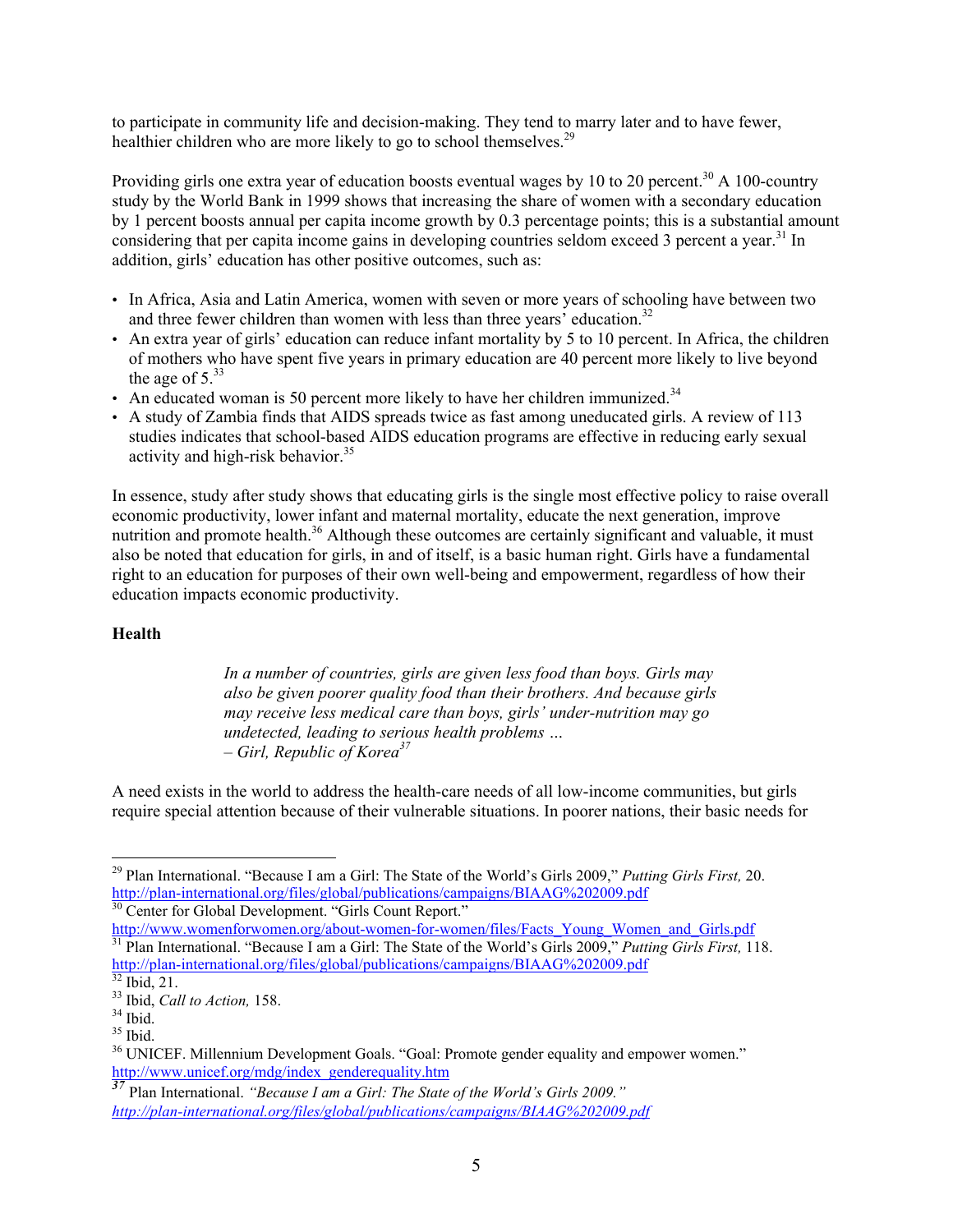to participate in community life and decision-making. They tend to marry later and to have fewer, healthier children who are more likely to go to school themselves.[29]

Providing girls one extra year of education boosts eventual wages by 10 to 20 percent.[30] A 100-country study by the World Bank in 1999 shows that increasing the share of women with a secondary education by 1 percent boosts annual per capita income growth by 0.3 percentage points; this is a substantial amount considering that per capita income gains in developing countries seldom exceed 3 percent a year.[31] In addition, girls' education has other positive outcomes, such as:

- In Africa, Asia and Latin America, women with seven or more years of schooling have between two and three fewer children than women with less than three years' education.[32]
- An extra year of girls' education can reduce infant mortality by 5 to 10 percent. In Africa, the children of mothers who have spent five years in primary education are 40 percent more likely to live beyond the age of 5.[33]
- An educated woman is 50 percent more likely to have her children immunized.[34]
- A study of Zambia finds that AIDS spreads twice as fast among uneducated girls. A review of 113 studies indicates that school-based AIDS education programs are effective in reducing early sexual activity and high-risk behavior.[35]

In essence, study after study shows that educating girls is the single most effective policy to raise overall economic productivity, lower infant and maternal mortality, educate the next generation, improve nutrition and promote health.[36] Although these outcomes are certainly significant and valuable, it must also be noted that education for girls, in and of itself, is a basic human right. Girls have a fundamental right to an education for purposes of their own well-being and empowerment, regardless of how their education impacts economic productivity.

**Health**

> *In a number of countries, girls are given less food than boys. Girls may also be given poorer quality food than their brothers. And because girls may receive less medical care than boys, girls' under-nutrition may go undetected, leading to serious health problems …*
> *– Girl, Republic of Korea*[37]

A need exists in the world to address the health-care needs of all low-income communities, but girls require special attention because of their vulnerable situations. In poorer nations, their basic needs for

---

[29] Plan International. "Because I am a Girl: The State of the World's Girls 2009," *Putting Girls First,* 20. http://plan-international.org/files/global/publications/campaigns/BIAAG%202009.pdf

[30] Center for Global Development. "Girls Count Report." http://www.womenforwomen.org/about-women-for-women/files/Facts_Young_Women_and_Girls.pdf

[31] Plan International. "Because I am a Girl: The State of the World's Girls 2009," *Putting Girls First,* 118. http://plan-international.org/files/global/publications/campaigns/BIAAG%202009.pdf

[32] Ibid, 21.

[33] Ibid, *Call to Action,* 158.

[34] Ibid.

[35] Ibid.

[36] UNICEF. Millennium Development Goals. "Goal: Promote gender equality and empower women." http://www.unicef.org/mdg/index_genderequality.htm

[37] Plan International. *"Because I am a Girl: The State of the World's Girls 2009." http://plan-international.org/files/global/publications/campaigns/BIAAG%202009.pdf*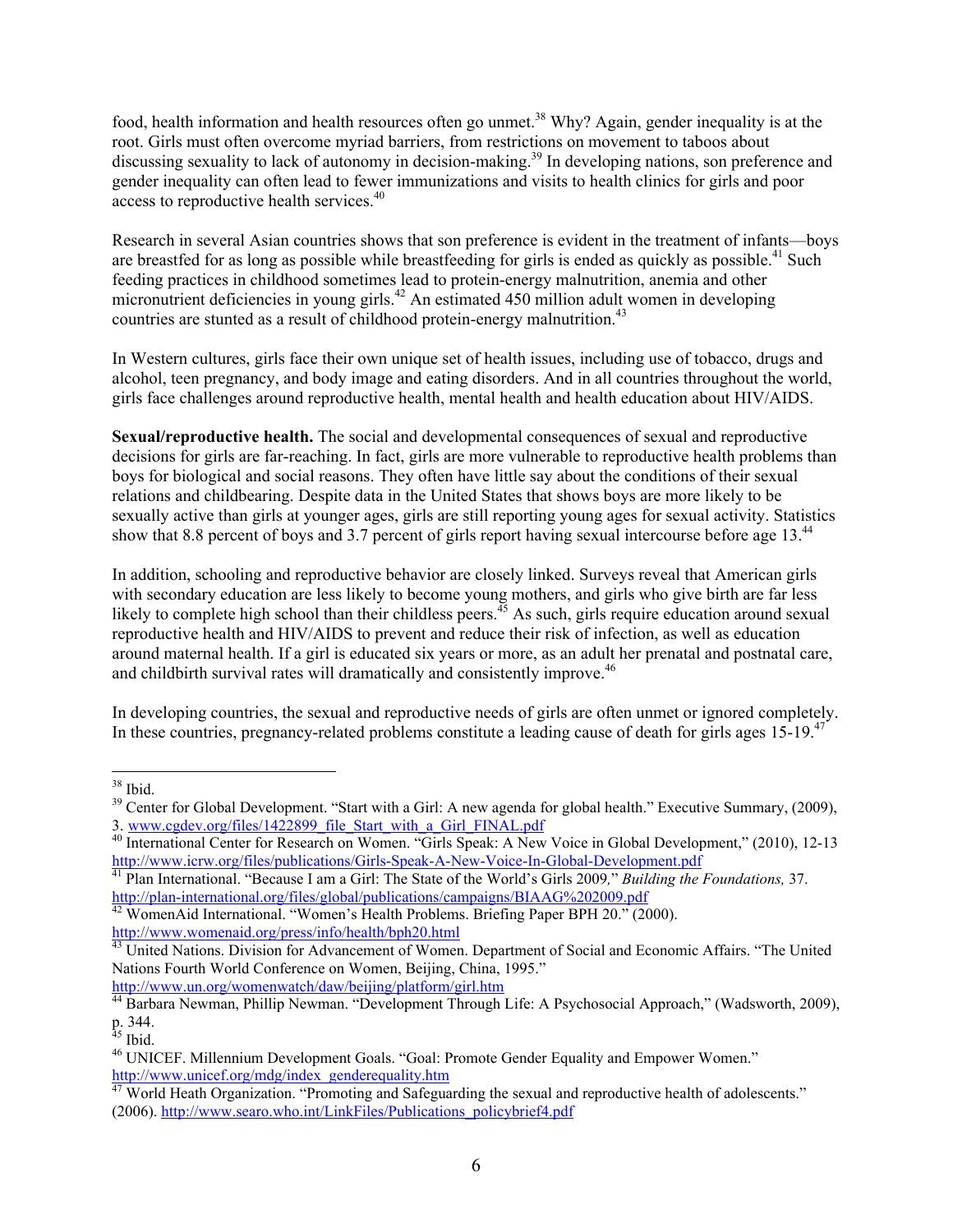food, health information and health resources often go unmet.[38] Why? Again, gender inequality is at the root. Girls must often overcome myriad barriers, from restrictions on movement to taboos about discussing sexuality to lack of autonomy in decision-making.[39] In developing nations, son preference and gender inequality can often lead to fewer immunizations and visits to health clinics for girls and poor access to reproductive health services.[40]

Research in several Asian countries shows that son preference is evident in the treatment of infants—boys are breastfed for as long as possible while breastfeeding for girls is ended as quickly as possible.[41] Such feeding practices in childhood sometimes lead to protein-energy malnutrition, anemia and other micronutrient deficiencies in young girls.[42] An estimated 450 million adult women in developing countries are stunted as a result of childhood protein-energy malnutrition.[43]

In Western cultures, girls face their own unique set of health issues, including use of tobacco, drugs and alcohol, teen pregnancy, and body image and eating disorders. And in all countries throughout the world, girls face challenges around reproductive health, mental health and health education about HIV/AIDS.

**Sexual/reproductive health.** The social and developmental consequences of sexual and reproductive decisions for girls are far-reaching. In fact, girls are more vulnerable to reproductive health problems than boys for biological and social reasons. They often have little say about the conditions of their sexual relations and childbearing. Despite data in the United States that shows boys are more likely to be sexually active than girls at younger ages, girls are still reporting young ages for sexual activity. Statistics show that 8.8 percent of boys and 3.7 percent of girls report having sexual intercourse before age 13.[44]

In addition, schooling and reproductive behavior are closely linked. Surveys reveal that American girls with secondary education are less likely to become young mothers, and girls who give birth are far less likely to complete high school than their childless peers.[45] As such, girls require education around sexual reproductive health and HIV/AIDS to prevent and reduce their risk of infection, as well as education around maternal health. If a girl is educated six years or more, as an adult her prenatal and postnatal care, and childbirth survival rates will dramatically and consistently improve.[46]

In developing countries, the sexual and reproductive needs of girls are often unmet or ignored completely. In these countries, pregnancy-related problems constitute a leading cause of death for girls ages 15-19.[47]

---

[38] Ibid.

[39] Center for Global Development. "Start with a Girl: A new agenda for global health." Executive Summary, (2009), 3. www.cgdev.org/files/1422899_file_Start_with_a_Girl_FINAL.pdf

[40] International Center for Research on Women. "Girls Speak: A New Voice in Global Development," (2010), 12-13 http://www.icrw.org/files/publications/Girls-Speak-A-New-Voice-In-Global-Development.pdf

[41] Plan International. "Because I am a Girl: The State of the World's Girls 2009," *Building the Foundations,* 37. http://plan-international.org/files/global/publications/campaigns/BIAAG%202009.pdf

[42] WomenAid International. "Women's Health Problems. Briefing Paper BPH 20." (2000). http://www.womenaid.org/press/info/health/bph20.html

[43] United Nations. Division for Advancement of Women. Department of Social and Economic Affairs. "The United Nations Fourth World Conference on Women, Beijing, China, 1995." http://www.un.org/womenwatch/daw/beijing/platform/girl.htm

[44] Barbara Newman, Phillip Newman. "Development Through Life: A Psychosocial Approach," (Wadsworth, 2009), p. 344.

[45] Ibid.

[46] UNICEF. Millennium Development Goals. "Goal: Promote Gender Equality and Empower Women." http://www.unicef.org/mdg/index_genderequality.htm

[47] World Heath Organization. "Promoting and Safeguarding the sexual and reproductive health of adolescents." (2006). http://www.searo.who.int/LinkFiles/Publications_policybrief4.pdf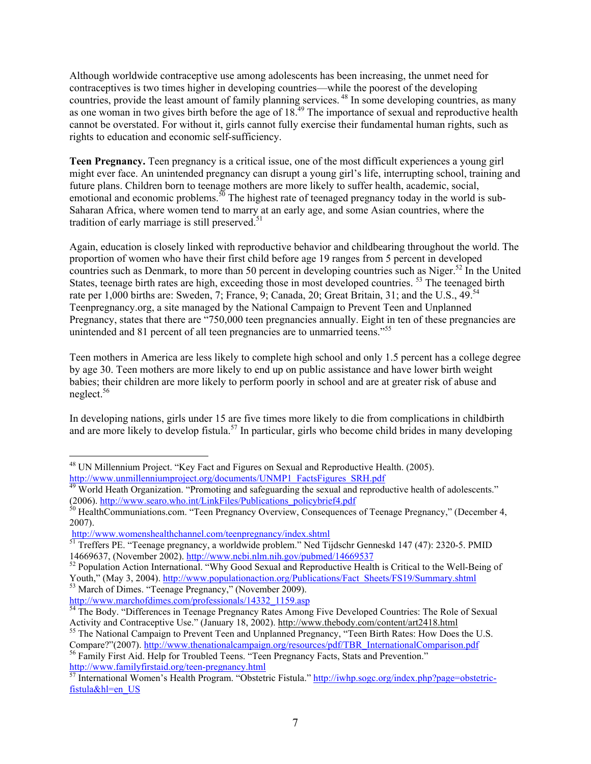Although worldwide contraceptive use among adolescents has been increasing, the unmet need for contraceptives is two times higher in developing countries—while the poorest of the developing countries, provide the least amount of family planning services. [48] In some developing countries, as many as one woman in two gives birth before the age of 18.[49] The importance of sexual and reproductive health cannot be overstated. For without it, girls cannot fully exercise their fundamental human rights, such as rights to education and economic self-sufficiency.

**Teen Pregnancy.** Teen pregnancy is a critical issue, one of the most difficult experiences a young girl might ever face. An unintended pregnancy can disrupt a young girl's life, interrupting school, training and future plans. Children born to teenage mothers are more likely to suffer health, academic, social, emotional and economic problems.[50] The highest rate of teenaged pregnancy today in the world is sub-Saharan Africa, where women tend to marry at an early age, and some Asian countries, where the tradition of early marriage is still preserved.[51]

Again, education is closely linked with reproductive behavior and childbearing throughout the world. The proportion of women who have their first child before age 19 ranges from 5 percent in developed countries such as Denmark, to more than 50 percent in developing countries such as Niger.[52] In the United States, teenage birth rates are high, exceeding those in most developed countries. [53] The teenaged birth rate per 1,000 births are: Sweden, 7; France, 9; Canada, 20; Great Britain, 31; and the U.S., 49.[54] Teenpregnancy.org, a site managed by the National Campaign to Prevent Teen and Unplanned Pregnancy, states that there are "750,000 teen pregnancies annually. Eight in ten of these pregnancies are unintended and 81 percent of all teen pregnancies are to unmarried teens."[55]

Teen mothers in America are less likely to complete high school and only 1.5 percent has a college degree by age 30. Teen mothers are more likely to end up on public assistance and have lower birth weight babies; their children are more likely to perform poorly in school and are at greater risk of abuse and neglect.[56]

In developing nations, girls under 15 are five times more likely to die from complications in childbirth and are more likely to develop fistula.[57] In particular, girls who become child brides in many developing

---

[48] UN Millennium Project. "Key Fact and Figures on Sexual and Reproductive Health. (2005). http://www.unmillenniumproject.org/documents/UNMP1_FactsFigures_SRH.pdf

[49] World Heath Organization. "Promoting and safeguarding the sexual and reproductive health of adolescents." (2006). http://www.searo.who.int/LinkFiles/Publications_policybrief4.pdf

[50] HealthCommuniations.com. "Teen Pregnancy Overview, Consequences of Teenage Pregnancy," (December 4, 2007). http://www.womenshealthchannel.com/teenpregnancy/index.shtml

[51] Treffers PE. "Teenage pregnancy, a worldwide problem." Ned Tijdschr Genneskd 147 (47): 2320-5. PMID 14669637, (November 2002). http://www.ncbi.nlm.nih.gov/pubmed/14669537

[52] Population Action International. "Why Good Sexual and Reproductive Health is Critical to the Well-Being of Youth," (May 3, 2004). http://www.populationaction.org/Publications/Fact_Sheets/FS19/Summary.shtml

[53] March of Dimes. "Teenage Pregnancy," (November 2009). http://www.marchofdimes.com/professionals/14332_1159.asp

[54] The Body. "Differences in Teenage Pregnancy Rates Among Five Developed Countries: The Role of Sexual Activity and Contraceptive Use." (January 18, 2002). http://www.thebody.com/content/art2418.html

[55] The National Campaign to Prevent Teen and Unplanned Pregnancy, "Teen Birth Rates: How Does the U.S. Compare?"(2007). http://www.thenationalcampaign.org/resources/pdf/TBR_InternationalComparison.pdf

[56] Family First Aid. Help for Troubled Teens. "Teen Pregnancy Facts, Stats and Prevention." http://www.familyfirstaid.org/teen-pregnancy.html

[57] International Women's Health Program. "Obstetric Fistula." http://iwhp.sogc.org/index.php?page=obstetric-fistula&hl=en_US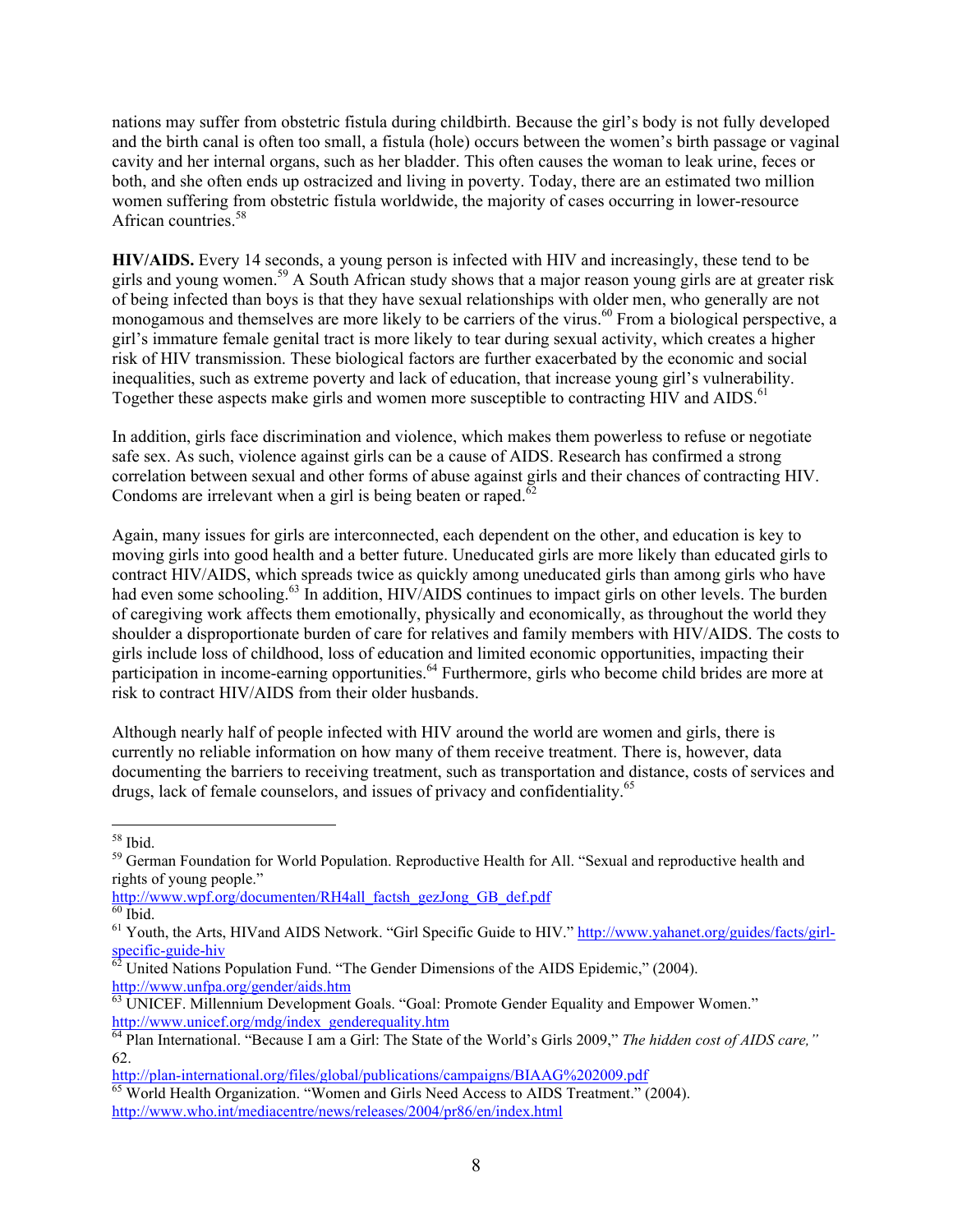nations may suffer from obstetric fistula during childbirth. Because the girl's body is not fully developed and the birth canal is often too small, a fistula (hole) occurs between the women's birth passage or vaginal cavity and her internal organs, such as her bladder. This often causes the woman to leak urine, feces or both, and she often ends up ostracized and living in poverty. Today, there are an estimated two million women suffering from obstetric fistula worldwide, the majority of cases occurring in lower-resource African countries.[58]

**HIV/AIDS.** Every 14 seconds, a young person is infected with HIV and increasingly, these tend to be girls and young women.[59] A South African study shows that a major reason young girls are at greater risk of being infected than boys is that they have sexual relationships with older men, who generally are not monogamous and themselves are more likely to be carriers of the virus.[60] From a biological perspective, a girl's immature female genital tract is more likely to tear during sexual activity, which creates a higher risk of HIV transmission. These biological factors are further exacerbated by the economic and social inequalities, such as extreme poverty and lack of education, that increase young girl's vulnerability. Together these aspects make girls and women more susceptible to contracting HIV and AIDS.[61]

In addition, girls face discrimination and violence, which makes them powerless to refuse or negotiate safe sex. As such, violence against girls can be a cause of AIDS. Research has confirmed a strong correlation between sexual and other forms of abuse against girls and their chances of contracting HIV. Condoms are irrelevant when a girl is being beaten or raped.[62]

Again, many issues for girls are interconnected, each dependent on the other, and education is key to moving girls into good health and a better future. Uneducated girls are more likely than educated girls to contract HIV/AIDS, which spreads twice as quickly among uneducated girls than among girls who have had even some schooling.[63] In addition, HIV/AIDS continues to impact girls on other levels. The burden of caregiving work affects them emotionally, physically and economically, as throughout the world they shoulder a disproportionate burden of care for relatives and family members with HIV/AIDS. The costs to girls include loss of childhood, loss of education and limited economic opportunities, impacting their participation in income-earning opportunities.[64] Furthermore, girls who become child brides are more at risk to contract HIV/AIDS from their older husbands.

Although nearly half of people infected with HIV around the world are women and girls, there is currently no reliable information on how many of them receive treatment. There is, however, data documenting the barriers to receiving treatment, such as transportation and distance, costs of services and drugs, lack of female counselors, and issues of privacy and confidentiality.[65]

---

[58] Ibid.

[59] German Foundation for World Population. Reproductive Health for All. "Sexual and reproductive health and rights of young people." http://www.wpf.org/documenten/RH4all_factsh_gezJong_GB_def.pdf

[60] Ibid.

[61] Youth, the Arts, HIVand AIDS Network. "Girl Specific Guide to HIV." http://www.yahanet.org/guides/facts/girl-specific-guide-hiv

[62] United Nations Population Fund. "The Gender Dimensions of the AIDS Epidemic," (2004). http://www.unfpa.org/gender/aids.htm

[63] UNICEF. Millennium Development Goals. "Goal: Promote Gender Equality and Empower Women." http://www.unicef.org/mdg/index_genderequality.htm

[64] Plan International. "Because I am a Girl: The State of the World's Girls 2009," *The hidden cost of AIDS care,"* 62. http://plan-international.org/files/global/publications/campaigns/BIAAG%202009.pdf

[65] World Health Organization. "Women and Girls Need Access to AIDS Treatment." (2004). http://www.who.int/mediacentre/news/releases/2004/pr86/en/index.html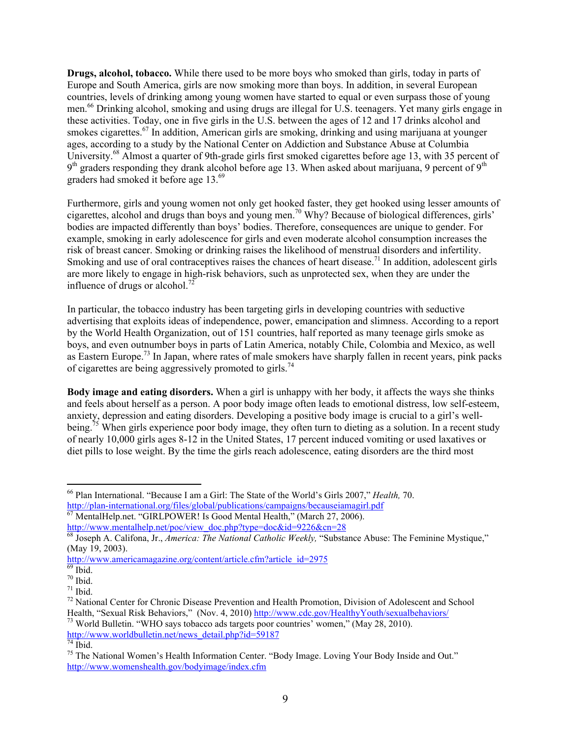**Drugs, alcohol, tobacco.** While there used to be more boys who smoked than girls, today in parts of Europe and South America, girls are now smoking more than boys. In addition, in several European countries, levels of drinking among young women have started to equal or even surpass those of young men.[66] Drinking alcohol, smoking and using drugs are illegal for U.S. teenagers. Yet many girls engage in these activities. Today, one in five girls in the U.S. between the ages of 12 and 17 drinks alcohol and smokes cigarettes.[67] In addition, American girls are smoking, drinking and using marijuana at younger ages, according to a study by the National Center on Addiction and Substance Abuse at Columbia University.[68] Almost a quarter of 9th-grade girls first smoked cigarettes before age 13, with 35 percent of 9th graders responding they drank alcohol before age 13. When asked about marijuana, 9 percent of 9th graders had smoked it before age 13.[69]

Furthermore, girls and young women not only get hooked faster, they get hooked using lesser amounts of cigarettes, alcohol and drugs than boys and young men.[70] Why? Because of biological differences, girls' bodies are impacted differently than boys' bodies. Therefore, consequences are unique to gender. For example, smoking in early adolescence for girls and even moderate alcohol consumption increases the risk of breast cancer. Smoking or drinking raises the likelihood of menstrual disorders and infertility. Smoking and use of oral contraceptives raises the chances of heart disease.[71] In addition, adolescent girls are more likely to engage in high-risk behaviors, such as unprotected sex, when they are under the influence of drugs or alcohol.[72]

In particular, the tobacco industry has been targeting girls in developing countries with seductive advertising that exploits ideas of independence, power, emancipation and slimness. According to a report by the World Health Organization, out of 151 countries, half reported as many teenage girls smoke as boys, and even outnumber boys in parts of Latin America, notably Chile, Colombia and Mexico, as well as Eastern Europe.[73] In Japan, where rates of male smokers have sharply fallen in recent years, pink packs of cigarettes are being aggressively promoted to girls.[74]

**Body image and eating disorders.** When a girl is unhappy with her body, it affects the ways she thinks and feels about herself as a person. A poor body image often leads to emotional distress, low self-esteem, anxiety, depression and eating disorders. Developing a positive body image is crucial to a girl's well-being.[75] When girls experience poor body image, they often turn to dieting as a solution. In a recent study of nearly 10,000 girls ages 8-12 in the United States, 17 percent induced vomiting or used laxatives or diet pills to lose weight. By the time the girls reach adolescence, eating disorders are the third most

---

[66] Plan International. "Because I am a Girl: The State of the World's Girls 2007," *Health,* 70. http://plan-international.org/files/global/publications/campaigns/becauseiamagirl.pdf

[67] MentalHelp.net. "GIRLPOWER! Is Good Mental Health," (March 27, 2006). http://www.mentalhelp.net/poc/view_doc.php?type=doc&id=9226&cn=28

[68] Joseph A. Califona, Jr., *America: The National Catholic Weekly,* "Substance Abuse: The Feminine Mystique," (May 19, 2003). http://www.americamagazine.org/content/article.cfm?article_id=2975

[69] Ibid.

[70] Ibid.

[71] Ibid.

[72] National Center for Chronic Disease Prevention and Health Promotion, Division of Adolescent and School Health, "Sexual Risk Behaviors," (Nov. 4, 2010) http://www.cdc.gov/HealthyYouth/sexualbehaviors/

[73] World Bulletin. "WHO says tobacco ads targets poor countries' women," (May 28, 2010). http://www.worldbulletin.net/news_detail.php?id=59187

[74] Ibid.

[75] The National Women's Health Information Center. "Body Image. Loving Your Body Inside and Out." http://www.womenshealth.gov/bodyimage/index.cfm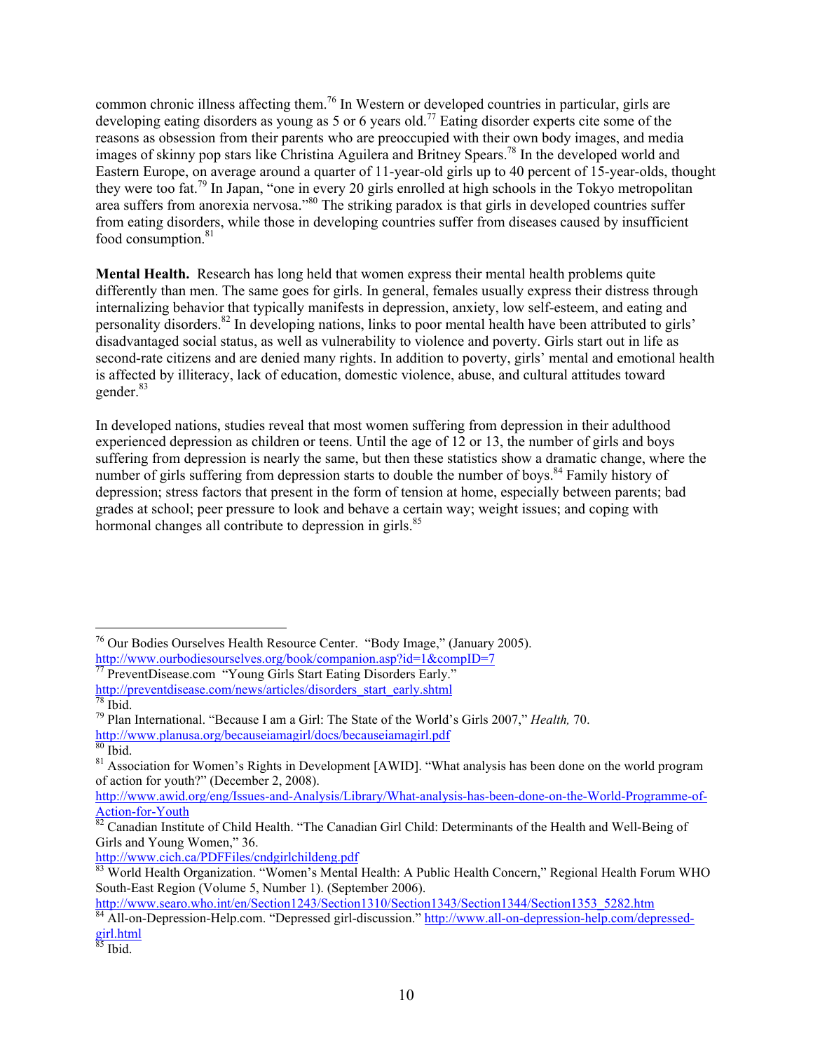common chronic illness affecting them.[76] In Western or developed countries in particular, girls are developing eating disorders as young as 5 or 6 years old.[77] Eating disorder experts cite some of the reasons as obsession from their parents who are preoccupied with their own body images, and media images of skinny pop stars like Christina Aguilera and Britney Spears.[78] In the developed world and Eastern Europe, on average around a quarter of 11-year-old girls up to 40 percent of 15-year-olds, thought they were too fat.[79] In Japan, "one in every 20 girls enrolled at high schools in the Tokyo metropolitan area suffers from anorexia nervosa."[80] The striking paradox is that girls in developed countries suffer from eating disorders, while those in developing countries suffer from diseases caused by insufficient food consumption.[81]

**Mental Health.** Research has long held that women express their mental health problems quite differently than men. The same goes for girls. In general, females usually express their distress through internalizing behavior that typically manifests in depression, anxiety, low self-esteem, and eating and personality disorders.[82] In developing nations, links to poor mental health have been attributed to girls' disadvantaged social status, as well as vulnerability to violence and poverty. Girls start out in life as second-rate citizens and are denied many rights. In addition to poverty, girls' mental and emotional health is affected by illiteracy, lack of education, domestic violence, abuse, and cultural attitudes toward gender.[83]

In developed nations, studies reveal that most women suffering from depression in their adulthood experienced depression as children or teens. Until the age of 12 or 13, the number of girls and boys suffering from depression is nearly the same, but then these statistics show a dramatic change, where the number of girls suffering from depression starts to double the number of boys.[84] Family history of depression; stress factors that present in the form of tension at home, especially between parents; bad grades at school; peer pressure to look and behave a certain way; weight issues; and coping with hormonal changes all contribute to depression in girls.[85]

---

[76] Our Bodies Ourselves Health Resource Center. "Body Image," (January 2005). http://www.ourbodiesourselves.org/book/companion.asp?id=1&compID=7

[77] PreventDisease.com "Young Girls Start Eating Disorders Early." http://preventdisease.com/news/articles/disorders_start_early.shtml

[78] Ibid.

[79] Plan International. "Because I am a Girl: The State of the World's Girls 2007," *Health,* 70. http://www.planusa.org/becauseiamagirl/docs/becauseiamagirl.pdf

[80] Ibid.

[81] Association for Women's Rights in Development [AWID]. "What analysis has been done on the world program of action for youth?" (December 2, 2008). http://www.awid.org/eng/Issues-and-Analysis/Library/What-analysis-has-been-done-on-the-World-Programme-of-Action-for-Youth

[82] Canadian Institute of Child Health. "The Canadian Girl Child: Determinants of the Health and Well-Being of Girls and Young Women," 36. http://www.cich.ca/PDFFiles/cndgirlchildeng.pdf

[83] World Health Organization. "Women's Mental Health: A Public Health Concern," Regional Health Forum WHO South-East Region (Volume 5, Number 1). (September 2006). http://www.searo.who.int/en/Section1243/Section1310/Section1343/Section1344/Section1353_5282.htm

[84] All-on-Depression-Help.com. "Depressed girl-discussion." http://www.all-on-depression-help.com/depressed-girl.html

[85] Ibid.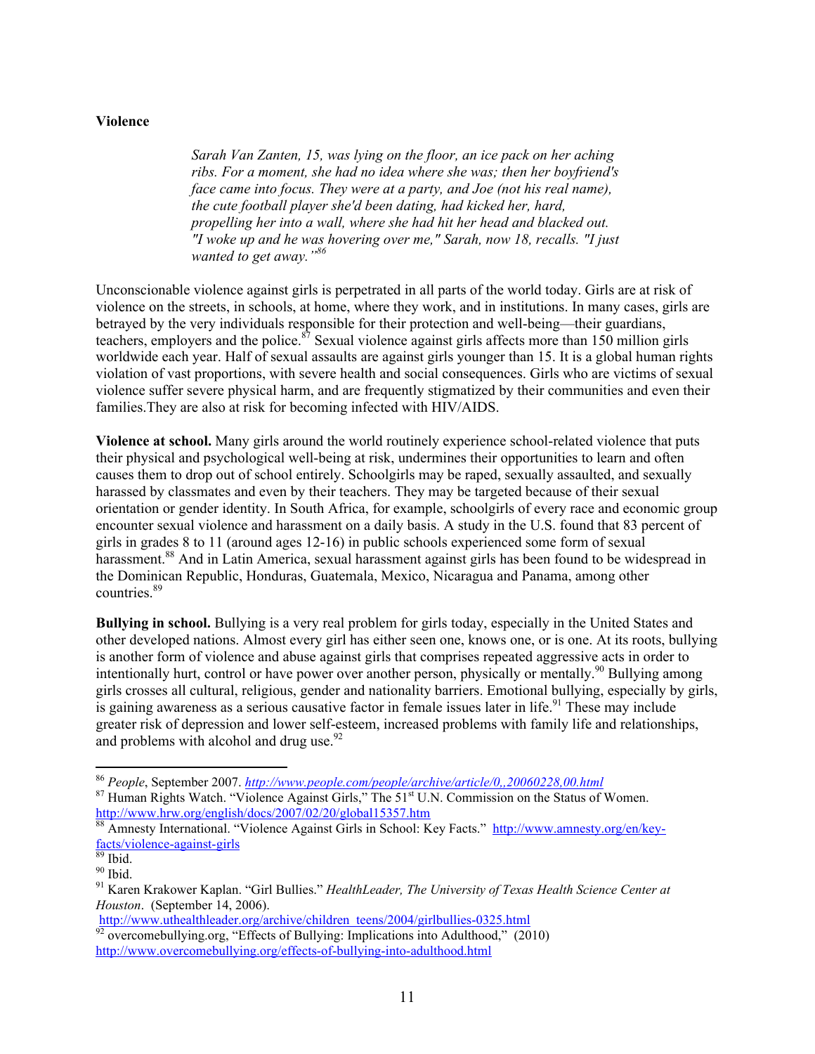**Violence**

> *Sarah Van Zanten, 15, was lying on the floor, an ice pack on her aching ribs. For a moment, she had no idea where she was; then her boyfriend's face came into focus. They were at a party, and Joe (not his real name), the cute football player she'd been dating, had kicked her, hard, propelling her into a wall, where she had hit her head and blacked out. "I woke up and he was hovering over me," Sarah, now 18, recalls. "I just wanted to get away."*[86]

Unconscionable violence against girls is perpetrated in all parts of the world today. Girls are at risk of violence on the streets, in schools, at home, where they work, and in institutions. In many cases, girls are betrayed by the very individuals responsible for their protection and well-being—their guardians, teachers, employers and the police.[87] Sexual violence against girls affects more than 150 million girls worldwide each year. Half of sexual assaults are against girls younger than 15. It is a global human rights violation of vast proportions, with severe health and social consequences. Girls who are victims of sexual violence suffer severe physical harm, and are frequently stigmatized by their communities and even their families.They are also at risk for becoming infected with HIV/AIDS.

**Violence at school.** Many girls around the world routinely experience school-related violence that puts their physical and psychological well-being at risk, undermines their opportunities to learn and often causes them to drop out of school entirely. Schoolgirls may be raped, sexually assaulted, and sexually harassed by classmates and even by their teachers. They may be targeted because of their sexual orientation or gender identity. In South Africa, for example, schoolgirls of every race and economic group encounter sexual violence and harassment on a daily basis. A study in the U.S. found that 83 percent of girls in grades 8 to 11 (around ages 12-16) in public schools experienced some form of sexual harassment.[88] And in Latin America, sexual harassment against girls has been found to be widespread in the Dominican Republic, Honduras, Guatemala, Mexico, Nicaragua and Panama, among other countries.[89]

**Bullying in school.** Bullying is a very real problem for girls today, especially in the United States and other developed nations. Almost every girl has either seen one, knows one, or is one. At its roots, bullying is another form of violence and abuse against girls that comprises repeated aggressive acts in order to intentionally hurt, control or have power over another person, physically or mentally.[90] Bullying among girls crosses all cultural, religious, gender and nationality barriers. Emotional bullying, especially by girls, is gaining awareness as a serious causative factor in female issues later in life.[91] These may include greater risk of depression and lower self-esteem, increased problems with family life and relationships, and problems with alcohol and drug use.[92]

---

[86] *People*, September 2007. *http://www.people.com/people/archive/article/0,,20060228,00.html*

[87] Human Rights Watch. "Violence Against Girls," The 51st U.N. Commission on the Status of Women. http://www.hrw.org/english/docs/2007/02/20/global15357.htm

[88] Amnesty International. "Violence Against Girls in School: Key Facts." http://www.amnesty.org/en/key-facts/violence-against-girls

[89] Ibid.

[90] Ibid.

[91] Karen Krakower Kaplan. "Girl Bullies." *HealthLeader, The University of Texas Health Science Center at Houston*. (September 14, 2006). http://www.uthealthleader.org/archive/children_teens/2004/girlbullies-0325.html

[92] overcomebullying.org, "Effects of Bullying: Implications into Adulthood," (2010) http://www.overcomebullying.org/effects-of-bullying-into-adulthood.html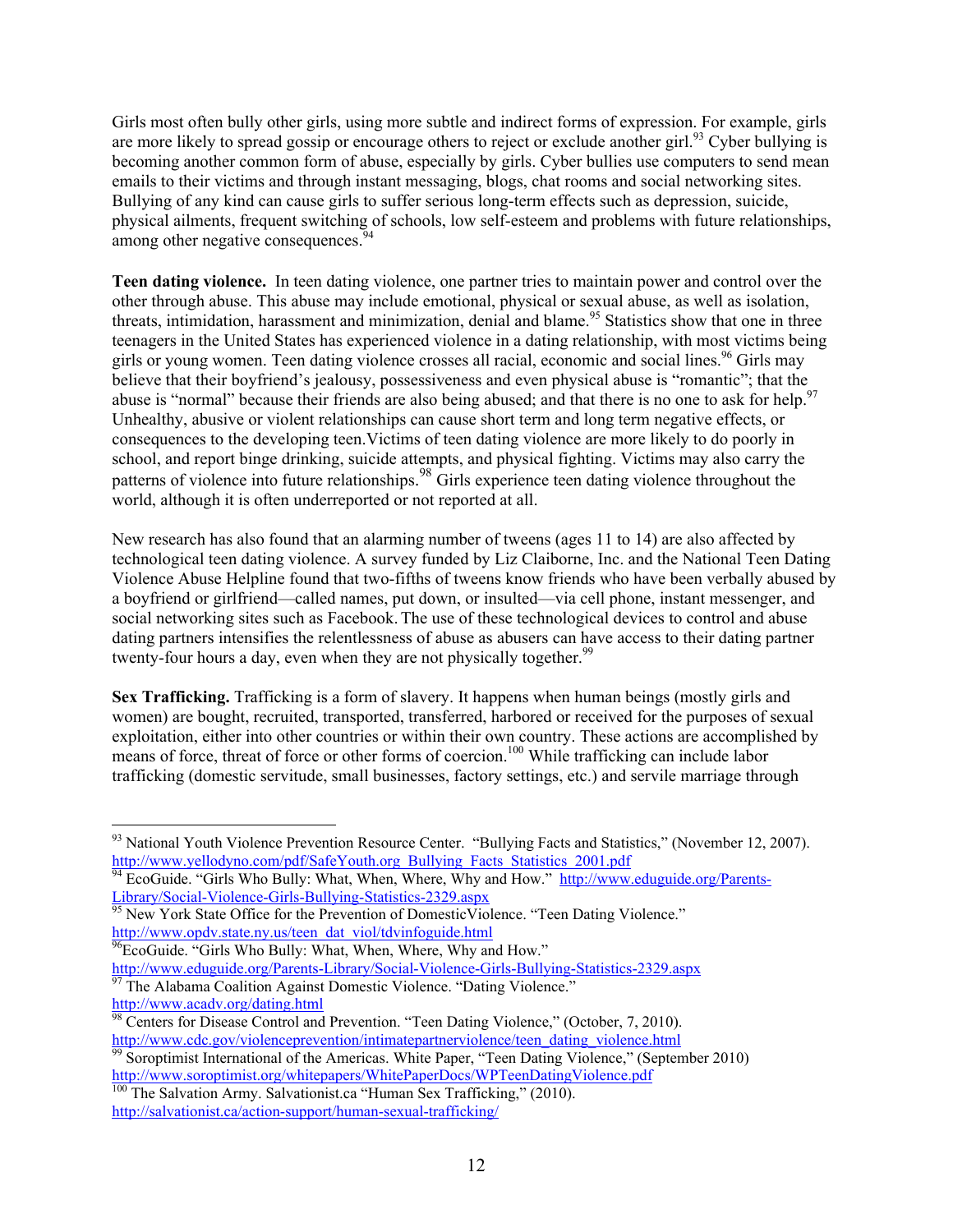Girls most often bully other girls, using more subtle and indirect forms of expression. For example, girls are more likely to spread gossip or encourage others to reject or exclude another girl.[93] Cyber bullying is becoming another common form of abuse, especially by girls. Cyber bullies use computers to send mean emails to their victims and through instant messaging, blogs, chat rooms and social networking sites. Bullying of any kind can cause girls to suffer serious long-term effects such as depression, suicide, physical ailments, frequent switching of schools, low self-esteem and problems with future relationships, among other negative consequences.[94]

**Teen dating violence.** In teen dating violence, one partner tries to maintain power and control over the other through abuse. This abuse may include emotional, physical or sexual abuse, as well as isolation, threats, intimidation, harassment and minimization, denial and blame.[95] Statistics show that one in three teenagers in the United States has experienced violence in a dating relationship, with most victims being girls or young women. Teen dating violence crosses all racial, economic and social lines.[96] Girls may believe that their boyfriend's jealousy, possessiveness and even physical abuse is "romantic"; that the abuse is "normal" because their friends are also being abused; and that there is no one to ask for help.[97] Unhealthy, abusive or violent relationships can cause short term and long term negative effects, or consequences to the developing teen.Victims of teen dating violence are more likely to do poorly in school, and report binge drinking, suicide attempts, and physical fighting. Victims may also carry the patterns of violence into future relationships.[98] Girls experience teen dating violence throughout the world, although it is often underreported or not reported at all.

New research has also found that an alarming number of tweens (ages 11 to 14) are also affected by technological teen dating violence. A survey funded by Liz Claiborne, Inc. and the National Teen Dating Violence Abuse Helpline found that two-fifths of tweens know friends who have been verbally abused by a boyfriend or girlfriend—called names, put down, or insulted—via cell phone, instant messenger, and social networking sites such as Facebook. The use of these technological devices to control and abuse dating partners intensifies the relentlessness of abuse as abusers can have access to their dating partner twenty-four hours a day, even when they are not physically together.[99]

**Sex Trafficking.** Trafficking is a form of slavery. It happens when human beings (mostly girls and women) are bought, recruited, transported, transferred, harbored or received for the purposes of sexual exploitation, either into other countries or within their own country. These actions are accomplished by means of force, threat of force or other forms of coercion.[100] While trafficking can include labor trafficking (domestic servitude, small businesses, factory settings, etc.) and servile marriage through

---

[93] National Youth Violence Prevention Resource Center. "Bullying Facts and Statistics," (November 12, 2007). http://www.yellodyno.com/pdf/SafeYouth.org_Bullying_Facts_Statistics_2001.pdf

[94] EcoGuide. "Girls Who Bully: What, When, Where, Why and How." http://www.eduguide.org/Parents-Library/Social-Violence-Girls-Bullying-Statistics-2329.aspx

[95] New York State Office for the Prevention of DomesticViolence. "Teen Dating Violence." http://www.opdv.state.ny.us/teen_dat_viol/tdvinfoguide.html

[96] EcoGuide. "Girls Who Bully: What, When, Where, Why and How." http://www.eduguide.org/Parents-Library/Social-Violence-Girls-Bullying-Statistics-2329.aspx

[97] The Alabama Coalition Against Domestic Violence. "Dating Violence." http://www.acadv.org/dating.html

[98] Centers for Disease Control and Prevention. "Teen Dating Violence," (October, 7, 2010). http://www.cdc.gov/violenceprevention/intimatepartnerviolence/teen_dating_violence.html

[99] Soroptimist International of the Americas. White Paper, "Teen Dating Violence," (September 2010) http://www.soroptimist.org/whitepapers/WhitePaperDocs/WPTeenDatingViolence.pdf

[100] The Salvation Army. Salvationist.ca "Human Sex Trafficking," (2010). http://salvationist.ca/action-support/human-sexual-trafficking/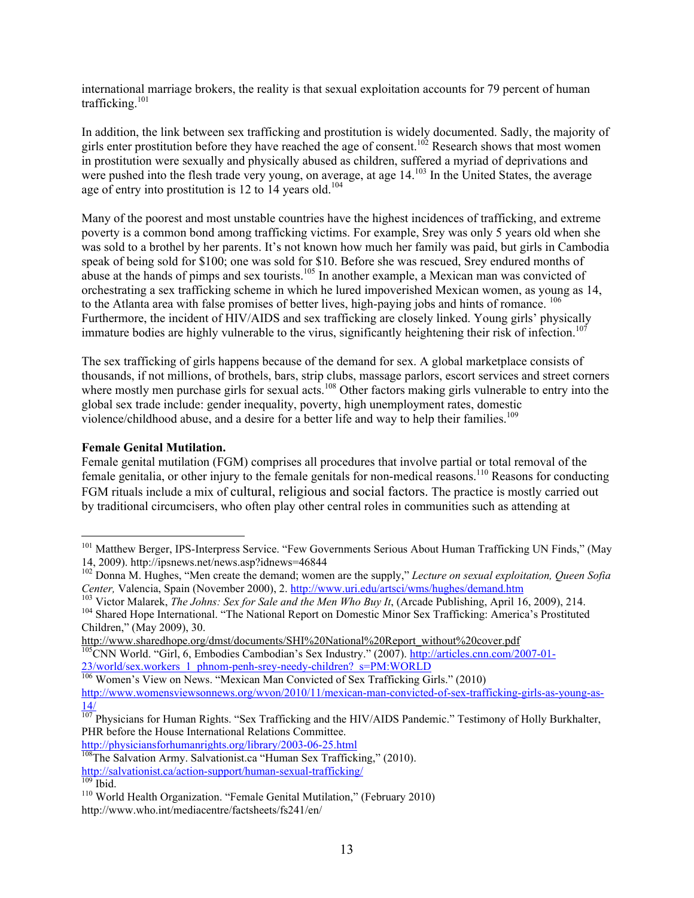international marriage brokers, the reality is that sexual exploitation accounts for 79 percent of human trafficking.[101]

In addition, the link between sex trafficking and prostitution is widely documented. Sadly, the majority of girls enter prostitution before they have reached the age of consent.[102] Research shows that most women in prostitution were sexually and physically abused as children, suffered a myriad of deprivations and were pushed into the flesh trade very young, on average, at age 14.[103] In the United States, the average age of entry into prostitution is 12 to 14 years old.[104]

Many of the poorest and most unstable countries have the highest incidences of trafficking, and extreme poverty is a common bond among trafficking victims. For example, Srey was only 5 years old when she was sold to a brothel by her parents. It's not known how much her family was paid, but girls in Cambodia speak of being sold for $100; one was sold for $10. Before she was rescued, Srey endured months of abuse at the hands of pimps and sex tourists.[105] In another example, a Mexican man was convicted of orchestrating a sex trafficking scheme in which he lured impoverished Mexican women, as young as 14, to the Atlanta area with false promises of better lives, high-paying jobs and hints of romance. [106] Furthermore, the incident of HIV/AIDS and sex trafficking are closely linked. Young girls' physically immature bodies are highly vulnerable to the virus, significantly heightening their risk of infection.[107]

The sex trafficking of girls happens because of the demand for sex. A global marketplace consists of thousands, if not millions, of brothels, bars, strip clubs, massage parlors, escort services and street corners where mostly men purchase girls for sexual acts.[108] Other factors making girls vulnerable to entry into the global sex trade include: gender inequality, poverty, high unemployment rates, domestic violence/childhood abuse, and a desire for a better life and way to help their families.[109]

**Female Genital Mutilation.**

Female genital mutilation (FGM) comprises all procedures that involve partial or total removal of the female genitalia, or other injury to the female genitals for non-medical reasons.[110] Reasons for conducting FGM rituals include a mix of cultural, religious and social factors. The practice is mostly carried out by traditional circumcisers, who often play other central roles in communities such as attending at

---

[101] Matthew Berger, IPS-Interpress Service. "Few Governments Serious About Human Trafficking UN Finds," (May 14, 2009). http://ipsnews.net/news.asp?idnews=46844

[102] Donna M. Hughes, "Men create the demand; women are the supply," *Lecture on sexual exploitation, Queen Sofia Center,* Valencia, Spain (November 2000), 2. http://www.uri.edu/artsci/wms/hughes/demand.htm

[103] Victor Malarek, *The Johns: Sex for Sale and the Men Who Buy It*, (Arcade Publishing, April 16, 2009), 214.

[104] Shared Hope International. "The National Report on Domestic Minor Sex Trafficking: America's Prostituted Children," (May 2009), 30. http://www.sharedhope.org/dmst/documents/SHI%20National%20Report_without%20cover.pdf

[105] CNN World. "Girl, 6, Embodies Cambodian's Sex Industry." (2007). http://articles.cnn.com/2007-01-23/world/sex.workers_1_phnom-penh-srey-needy-children?_s=PM:WORLD

[106] Women's View on News. "Mexican Man Convicted of Sex Trafficking Girls." (2010) http://www.womensviewsonnews.org/wvon/2010/11/mexican-man-convicted-of-sex-trafficking-girls-as-young-as-14/

[107] Physicians for Human Rights. "Sex Trafficking and the HIV/AIDS Pandemic." Testimony of Holly Burkhalter, PHR before the House International Relations Committee. http://physiciansforhumanrights.org/library/2003-06-25.html

[108] The Salvation Army. Salvationist.ca "Human Sex Trafficking," (2010). http://salvationist.ca/action-support/human-sexual-trafficking/

[109] Ibid.

[110] World Health Organization. "Female Genital Mutilation," (February 2010) http://www.who.int/mediacentre/factsheets/fs241/en/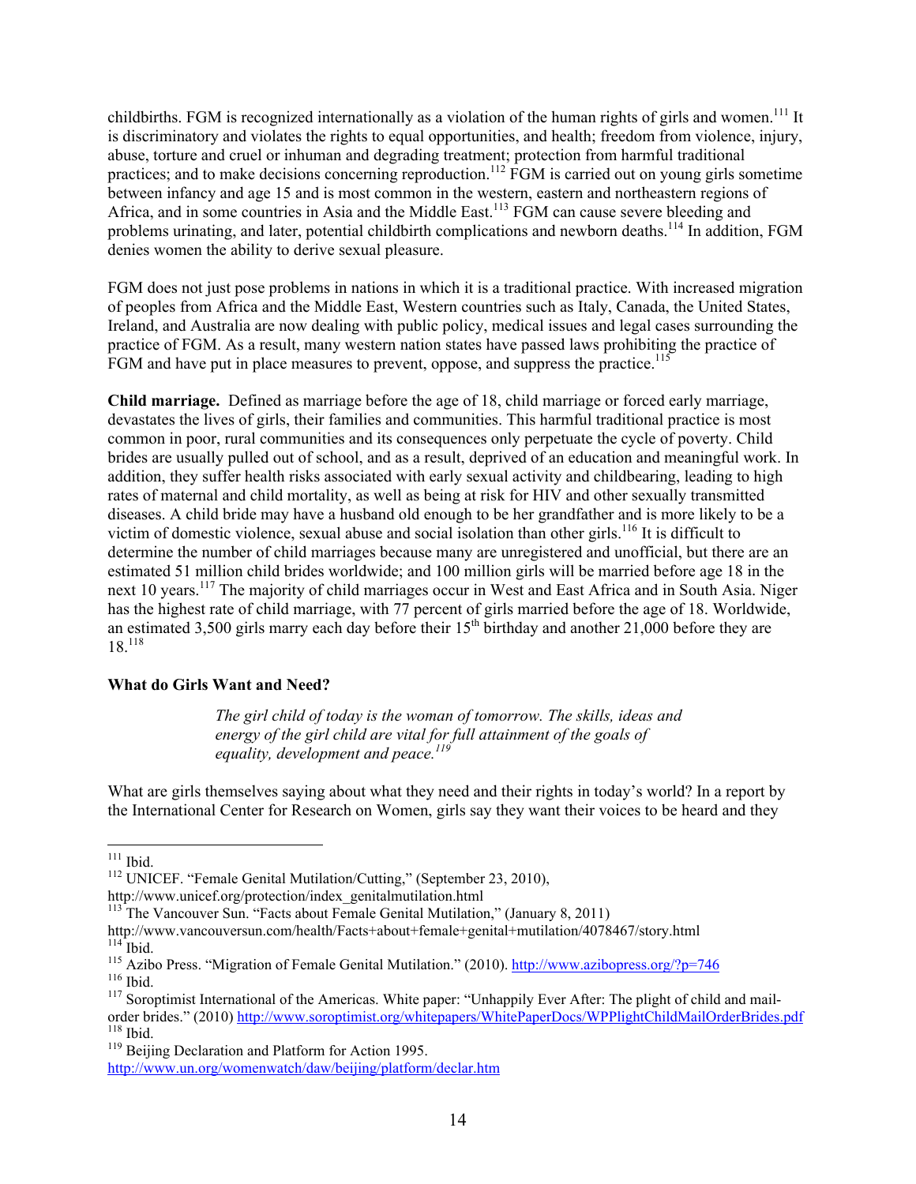childbirths. FGM is recognized internationally as a violation of the human rights of girls and women.[111] It is discriminatory and violates the rights to equal opportunities, and health; freedom from violence, injury, abuse, torture and cruel or inhuman and degrading treatment; protection from harmful traditional practices; and to make decisions concerning reproduction.[112] FGM is carried out on young girls sometime between infancy and age 15 and is most common in the western, eastern and northeastern regions of Africa, and in some countries in Asia and the Middle East.[113] FGM can cause severe bleeding and problems urinating, and later, potential childbirth complications and newborn deaths.[114] In addition, FGM denies women the ability to derive sexual pleasure.

FGM does not just pose problems in nations in which it is a traditional practice. With increased migration of peoples from Africa and the Middle East, Western countries such as Italy, Canada, the United States, Ireland, and Australia are now dealing with public policy, medical issues and legal cases surrounding the practice of FGM. As a result, many western nation states have passed laws prohibiting the practice of FGM and have put in place measures to prevent, oppose, and suppress the practice.[115]

**Child marriage.** Defined as marriage before the age of 18, child marriage or forced early marriage, devastates the lives of girls, their families and communities. This harmful traditional practice is most common in poor, rural communities and its consequences only perpetuate the cycle of poverty. Child brides are usually pulled out of school, and as a result, deprived of an education and meaningful work. In addition, they suffer health risks associated with early sexual activity and childbearing, leading to high rates of maternal and child mortality, as well as being at risk for HIV and other sexually transmitted diseases. A child bride may have a husband old enough to be her grandfather and is more likely to be a victim of domestic violence, sexual abuse and social isolation than other girls.[116] It is difficult to determine the number of child marriages because many are unregistered and unofficial, but there are an estimated 51 million child brides worldwide; and 100 million girls will be married before age 18 in the next 10 years.[117] The majority of child marriages occur in West and East Africa and in South Asia. Niger has the highest rate of child marriage, with 77 percent of girls married before the age of 18. Worldwide, an estimated 3,500 girls marry each day before their 15th birthday and another 21,000 before they are 18.[118]

**What do Girls Want and Need?**

> *The girl child of today is the woman of tomorrow. The skills, ideas and energy of the girl child are vital for full attainment of the goals of equality, development and peace.*[119]

What are girls themselves saying about what they need and their rights in today's world? In a report by the International Center for Research on Women, girls say they want their voices to be heard and they

---

[111] Ibid.

[112] UNICEF. "Female Genital Mutilation/Cutting," (September 23, 2010), http://www.unicef.org/protection/index_genitalmutilation.html

[113] The Vancouver Sun. "Facts about Female Genital Mutilation," (January 8, 2011) http://www.vancouversun.com/health/Facts+about+female+genital+mutilation/4078467/story.html

[114] Ibid.

[115] Azibo Press. "Migration of Female Genital Mutilation." (2010). http://www.azibopress.org/?p=746

[116] Ibid.

[117] Soroptimist International of the Americas. White paper: "Unhappily Ever After: The plight of child and mail-order brides." (2010) http://www.soroptimist.org/whitepapers/WhitePaperDocs/WPPlightChildMailOrderBrides.pdf

[118] Ibid.

[119] Beijing Declaration and Platform for Action 1995. http://www.un.org/womenwatch/daw/beijing/platform/declar.htm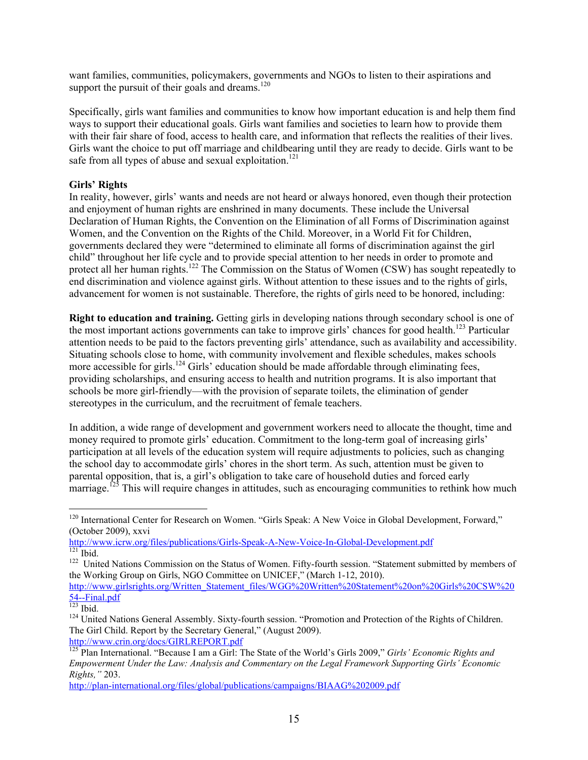want families, communities, policymakers, governments and NGOs to listen to their aspirations and support the pursuit of their goals and dreams.[120]

Specifically, girls want families and communities to know how important education is and help them find ways to support their educational goals. Girls want families and societies to learn how to provide them with their fair share of food, access to health care, and information that reflects the realities of their lives. Girls want the choice to put off marriage and childbearing until they are ready to decide. Girls want to be safe from all types of abuse and sexual exploitation.[121]

**Girls' Rights**

In reality, however, girls' wants and needs are not heard or always honored, even though their protection and enjoyment of human rights are enshrined in many documents. These include the Universal Declaration of Human Rights, the Convention on the Elimination of all Forms of Discrimination against Women, and the Convention on the Rights of the Child. Moreover, in a World Fit for Children, governments declared they were "determined to eliminate all forms of discrimination against the girl child" throughout her life cycle and to provide special attention to her needs in order to promote and protect all her human rights.[122] The Commission on the Status of Women (CSW) has sought repeatedly to end discrimination and violence against girls. Without attention to these issues and to the rights of girls, advancement for women is not sustainable. Therefore, the rights of girls need to be honored, including:

**Right to education and training.** Getting girls in developing nations through secondary school is one of the most important actions governments can take to improve girls' chances for good health.[123] Particular attention needs to be paid to the factors preventing girls' attendance, such as availability and accessibility. Situating schools close to home, with community involvement and flexible schedules, makes schools more accessible for girls.[124] Girls' education should be made affordable through eliminating fees, providing scholarships, and ensuring access to health and nutrition programs. It is also important that schools be more girl-friendly—with the provision of separate toilets, the elimination of gender stereotypes in the curriculum, and the recruitment of female teachers.

In addition, a wide range of development and government workers need to allocate the thought, time and money required to promote girls' education. Commitment to the long-term goal of increasing girls' participation at all levels of the education system will require adjustments to policies, such as changing the school day to accommodate girls' chores in the short term. As such, attention must be given to parental opposition, that is, a girl's obligation to take care of household duties and forced early marriage.[125] This will require changes in attitudes, such as encouraging communities to rethink how much

---

[120] International Center for Research on Women. "Girls Speak: A New Voice in Global Development, Forward," (October 2009), xxvi
http://www.icrw.org/files/publications/Girls-Speak-A-New-Voice-In-Global-Development.pdf

[121] Ibid.

[122] United Nations Commission on the Status of Women. Fifty-fourth session. "Statement submitted by members of the Working Group on Girls, NGO Committee on UNICEF," (March 1-12, 2010).
http://www.girlsrights.org/Written_Statement_files/WGG%20Written%20Statement%20on%20Girls%20CSW%2054--Final.pdf

[123] Ibid.

[124] United Nations General Assembly. Sixty-fourth session. "Promotion and Protection of the Rights of Children. The Girl Child. Report by the Secretary General," (August 2009).
http://www.crin.org/docs/GIRLREPORT.pdf

[125] Plan International. "Because I am a Girl: The State of the World's Girls 2009," *Girls' Economic Rights and Empowerment Under the Law: Analysis and Commentary on the Legal Framework Supporting Girls' Economic Rights,"* 203.
http://plan-international.org/files/global/publications/campaigns/BIAAG%202009.pdf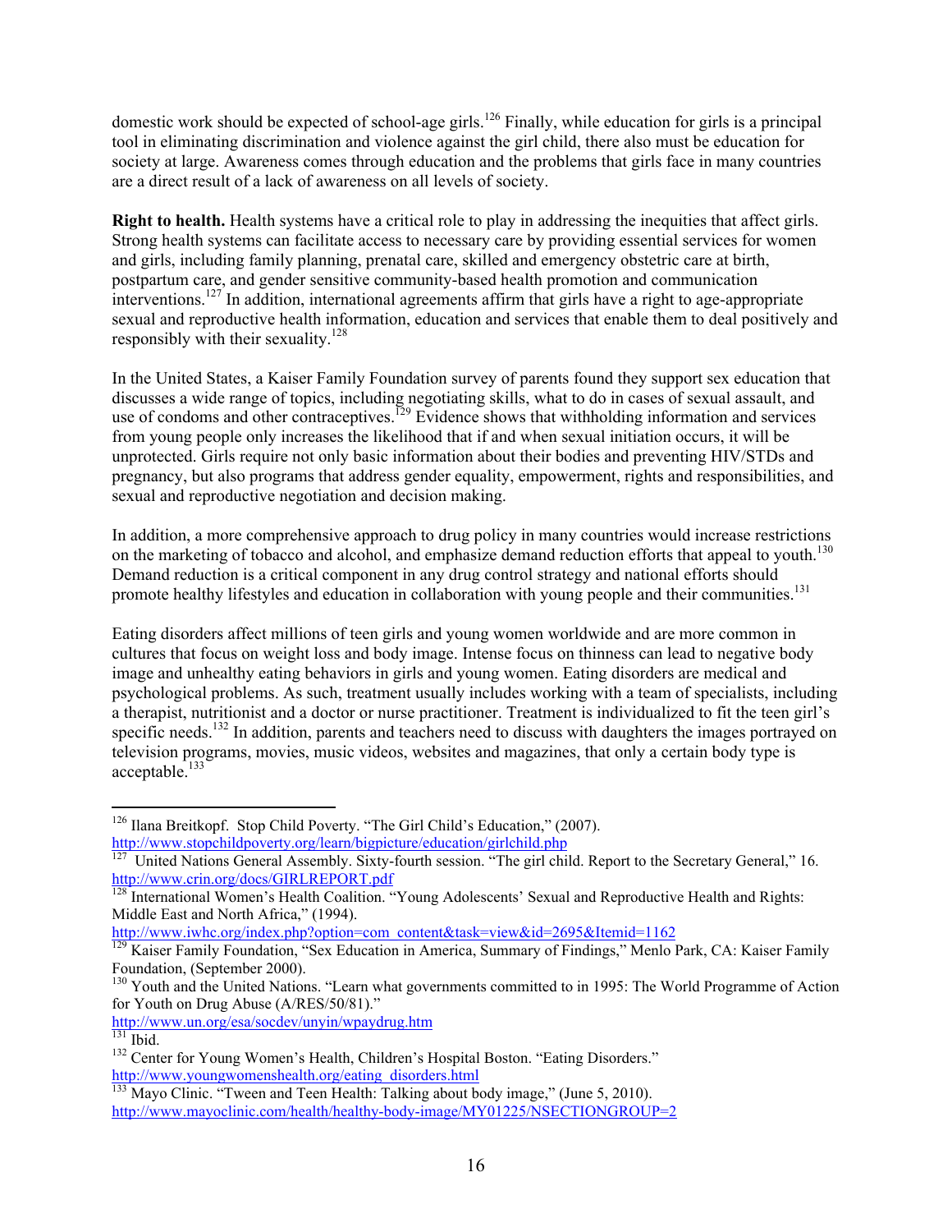domestic work should be expected of school-age girls.[126] Finally, while education for girls is a principal tool in eliminating discrimination and violence against the girl child, there also must be education for society at large. Awareness comes through education and the problems that girls face in many countries are a direct result of a lack of awareness on all levels of society.

**Right to health.** Health systems have a critical role to play in addressing the inequities that affect girls. Strong health systems can facilitate access to necessary care by providing essential services for women and girls, including family planning, prenatal care, skilled and emergency obstetric care at birth, postpartum care, and gender sensitive community-based health promotion and communication interventions.[127] In addition, international agreements affirm that girls have a right to age-appropriate sexual and reproductive health information, education and services that enable them to deal positively and responsibly with their sexuality.[128]

In the United States, a Kaiser Family Foundation survey of parents found they support sex education that discusses a wide range of topics, including negotiating skills, what to do in cases of sexual assault, and use of condoms and other contraceptives.[129] Evidence shows that withholding information and services from young people only increases the likelihood that if and when sexual initiation occurs, it will be unprotected. Girls require not only basic information about their bodies and preventing HIV/STDs and pregnancy, but also programs that address gender equality, empowerment, rights and responsibilities, and sexual and reproductive negotiation and decision making.

In addition, a more comprehensive approach to drug policy in many countries would increase restrictions on the marketing of tobacco and alcohol, and emphasize demand reduction efforts that appeal to youth.[130] Demand reduction is a critical component in any drug control strategy and national efforts should promote healthy lifestyles and education in collaboration with young people and their communities.[131]

Eating disorders affect millions of teen girls and young women worldwide and are more common in cultures that focus on weight loss and body image. Intense focus on thinness can lead to negative body image and unhealthy eating behaviors in girls and young women. Eating disorders are medical and psychological problems. As such, treatment usually includes working with a team of specialists, including a therapist, nutritionist and a doctor or nurse practitioner. Treatment is individualized to fit the teen girl's specific needs.[132] In addition, parents and teachers need to discuss with daughters the images portrayed on television programs, movies, music videos, websites and magazines, that only a certain body type is acceptable.[133]

---

[126] Ilana Breitkopf. Stop Child Poverty. "The Girl Child's Education," (2007). http://www.stopchildpoverty.org/learn/bigpicture/education/girlchild.php

[127] United Nations General Assembly. Sixty-fourth session. "The girl child. Report to the Secretary General," 16. http://www.crin.org/docs/GIRLREPORT.pdf

[128] International Women's Health Coalition. "Young Adolescents' Sexual and Reproductive Health and Rights: Middle East and North Africa," (1994). http://www.iwhc.org/index.php?option=com_content&task=view&id=2695&Itemid=1162

[129] Kaiser Family Foundation, "Sex Education in America, Summary of Findings," Menlo Park, CA: Kaiser Family Foundation, (September 2000).

[130] Youth and the United Nations. "Learn what governments committed to in 1995: The World Programme of Action for Youth on Drug Abuse (A/RES/50/81)." http://www.un.org/esa/socdev/unyin/wpaydrug.htm

[131] Ibid.

[132] Center for Young Women's Health, Children's Hospital Boston. "Eating Disorders." http://www.youngwomenshealth.org/eating_disorders.html

[133] Mayo Clinic. "Tween and Teen Health: Talking about body image," (June 5, 2010). http://www.mayoclinic.com/health/healthy-body-image/MY01225/NSECTIONGROUP=2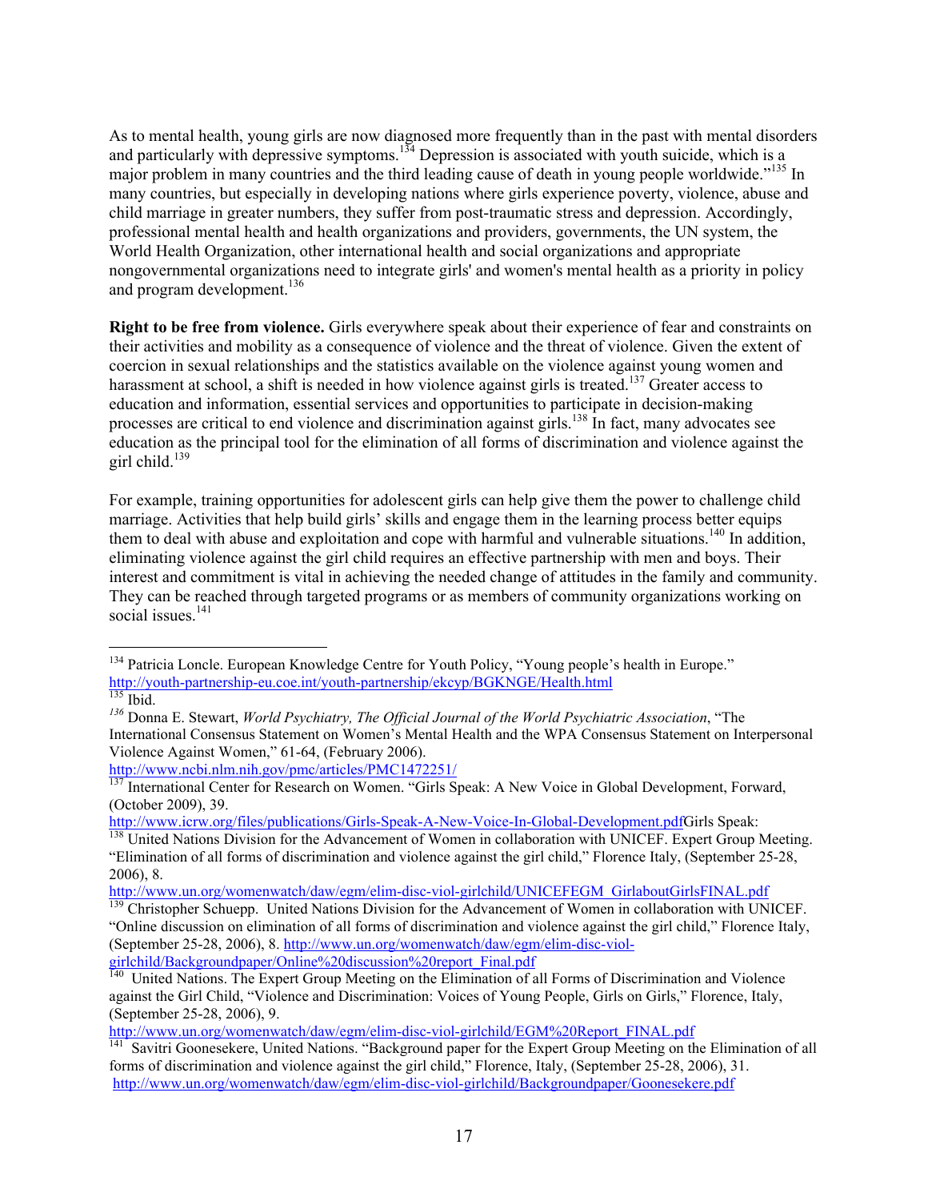As to mental health, young girls are now diagnosed more frequently than in the past with mental disorders and particularly with depressive symptoms.[134] Depression is associated with youth suicide, which is a major problem in many countries and the third leading cause of death in young people worldwide."[135] In many countries, but especially in developing nations where girls experience poverty, violence, abuse and child marriage in greater numbers, they suffer from post-traumatic stress and depression. Accordingly, professional mental health and health organizations and providers, governments, the UN system, the World Health Organization, other international health and social organizations and appropriate nongovernmental organizations need to integrate girls' and women's mental health as a priority in policy and program development.[136]

**Right to be free from violence.** Girls everywhere speak about their experience of fear and constraints on their activities and mobility as a consequence of violence and the threat of violence. Given the extent of coercion in sexual relationships and the statistics available on the violence against young women and harassment at school, a shift is needed in how violence against girls is treated.[137] Greater access to education and information, essential services and opportunities to participate in decision-making processes are critical to end violence and discrimination against girls.[138] In fact, many advocates see education as the principal tool for the elimination of all forms of discrimination and violence against the girl child.[139]

For example, training opportunities for adolescent girls can help give them the power to challenge child marriage. Activities that help build girls' skills and engage them in the learning process better equips them to deal with abuse and exploitation and cope with harmful and vulnerable situations.[140] In addition, eliminating violence against the girl child requires an effective partnership with men and boys. Their interest and commitment is vital in achieving the needed change of attitudes in the family and community. They can be reached through targeted programs or as members of community organizations working on social issues.[141]

---

[134] Patricia Loncle. European Knowledge Centre for Youth Policy, "Young people's health in Europe." http://youth-partnership-eu.coe.int/youth-partnership/ekcyp/BGKNGE/Health.html

[135] Ibid.

[136] Donna E. Stewart, *World Psychiatry, The Official Journal of the World Psychiatric Association*, "The International Consensus Statement on Women's Mental Health and the WPA Consensus Statement on Interpersonal Violence Against Women," 61-64, (February 2006). http://www.ncbi.nlm.nih.gov/pmc/articles/PMC1472251/

[137] International Center for Research on Women. "Girls Speak: A New Voice in Global Development, Forward, (October 2009), 39. http://www.icrw.org/files/publications/Girls-Speak-A-New-Voice-In-Global-Development.pdfGirls Speak:

[138] United Nations Division for the Advancement of Women in collaboration with UNICEF. Expert Group Meeting. "Elimination of all forms of discrimination and violence against the girl child," Florence Italy, (September 25-28, 2006), 8. http://www.un.org/womenwatch/daw/egm/elim-disc-viol-girlchild/UNICEFEGM_GirlaboutGirlsFINAL.pdf

[139] Christopher Schuepp. United Nations Division for the Advancement of Women in collaboration with UNICEF. "Online discussion on elimination of all forms of discrimination and violence against the girl child," Florence Italy, (September 25-28, 2006), 8. http://www.un.org/womenwatch/daw/egm/elim-disc-viol-girlchild/Backgroundpaper/Online%20discussion%20report_Final.pdf

[140] United Nations. The Expert Group Meeting on the Elimination of all Forms of Discrimination and Violence against the Girl Child, "Violence and Discrimination: Voices of Young People, Girls on Girls," Florence, Italy, (September 25-28, 2006), 9. http://www.un.org/womenwatch/daw/egm/elim-disc-viol-girlchild/EGM%20Report_FINAL.pdf

[141] Savitri Goonesekere, United Nations. "Background paper for the Expert Group Meeting on the Elimination of all forms of discrimination and violence against the girl child," Florence, Italy, (September 25-28, 2006), 31. http://www.un.org/womenwatch/daw/egm/elim-disc-viol-girlchild/Backgroundpaper/Goonesekere.pdf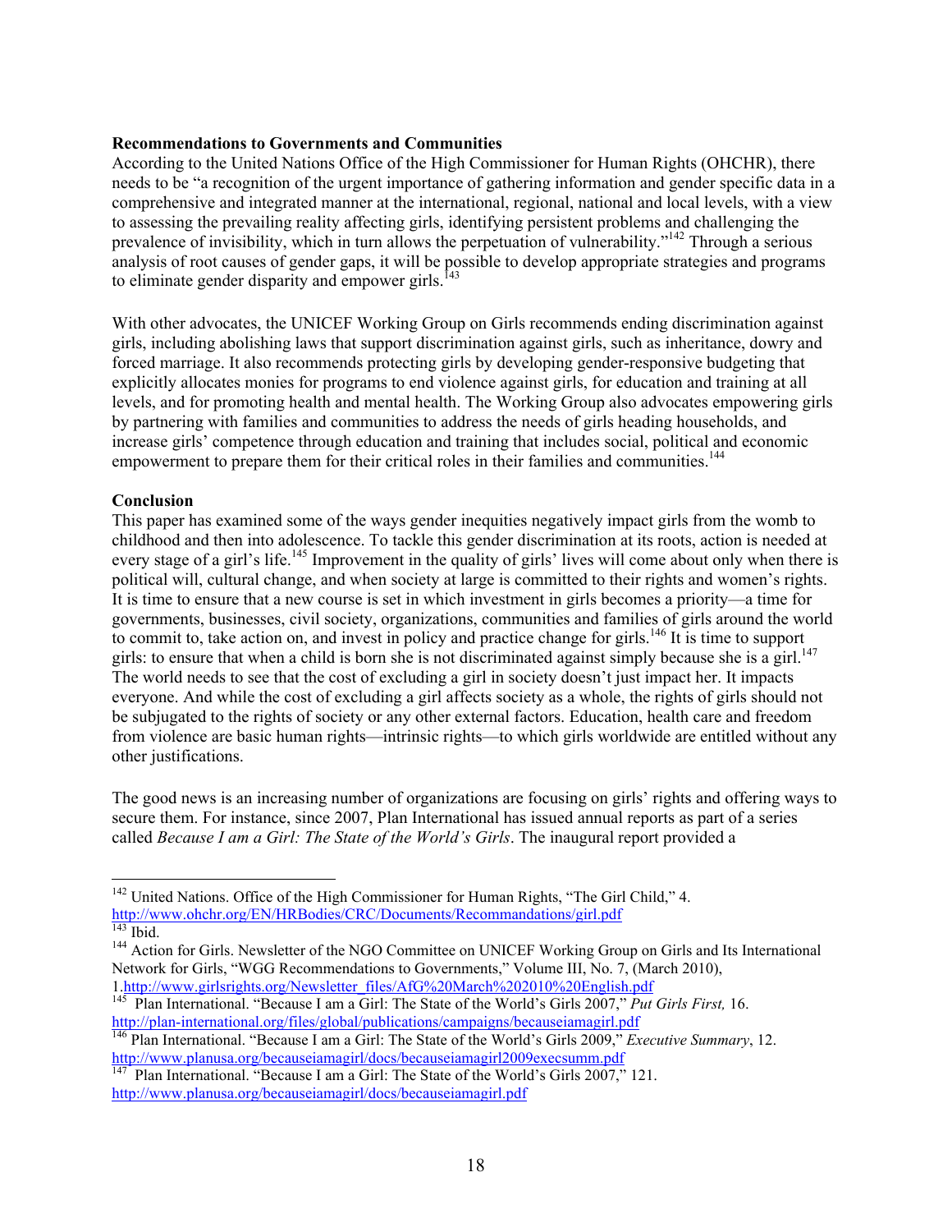**Recommendations to Governments and Communities**

According to the United Nations Office of the High Commissioner for Human Rights (OHCHR), there needs to be "a recognition of the urgent importance of gathering information and gender specific data in a comprehensive and integrated manner at the international, regional, national and local levels, with a view to assessing the prevailing reality affecting girls, identifying persistent problems and challenging the prevalence of invisibility, which in turn allows the perpetuation of vulnerability."[142] Through a serious analysis of root causes of gender gaps, it will be possible to develop appropriate strategies and programs to eliminate gender disparity and empower girls.[143]

With other advocates, the UNICEF Working Group on Girls recommends ending discrimination against girls, including abolishing laws that support discrimination against girls, such as inheritance, dowry and forced marriage. It also recommends protecting girls by developing gender-responsive budgeting that explicitly allocates monies for programs to end violence against girls, for education and training at all levels, and for promoting health and mental health. The Working Group also advocates empowering girls by partnering with families and communities to address the needs of girls heading households, and increase girls' competence through education and training that includes social, political and economic empowerment to prepare them for their critical roles in their families and communities.[144]

**Conclusion**

This paper has examined some of the ways gender inequities negatively impact girls from the womb to childhood and then into adolescence. To tackle this gender discrimination at its roots, action is needed at every stage of a girl's life.[145] Improvement in the quality of girls' lives will come about only when there is political will, cultural change, and when society at large is committed to their rights and women's rights. It is time to ensure that a new course is set in which investment in girls becomes a priority—a time for governments, businesses, civil society, organizations, communities and families of girls around the world to commit to, take action on, and invest in policy and practice change for girls.[146] It is time to support girls: to ensure that when a child is born she is not discriminated against simply because she is a girl.[147] The world needs to see that the cost of excluding a girl in society doesn't just impact her. It impacts everyone. And while the cost of excluding a girl affects society as a whole, the rights of girls should not be subjugated to the rights of society or any other external factors. Education, health care and freedom from violence are basic human rights—intrinsic rights—to which girls worldwide are entitled without any other justifications.

The good news is an increasing number of organizations are focusing on girls' rights and offering ways to secure them. For instance, since 2007, Plan International has issued annual reports as part of a series called *Because I am a Girl: The State of the World's Girls*. The inaugural report provided a

---

[142] United Nations. Office of the High Commissioner for Human Rights, "The Girl Child," 4. http://www.ohchr.org/EN/HRBodies/CRC/Documents/Recommandations/girl.pdf

[143] Ibid.

[144] Action for Girls. Newsletter of the NGO Committee on UNICEF Working Group on Girls and Its International Network for Girls, "WGG Recommendations to Governments," Volume III, No. 7, (March 2010), 1.http://www.girlsrights.org/Newsletter_files/AfG%20March%202010%20English.pdf

[145] Plan International. "Because I am a Girl: The State of the World's Girls 2007," *Put Girls First,* 16. http://plan-international.org/files/global/publications/campaigns/becauseiamagirl.pdf

[146] Plan International. "Because I am a Girl: The State of the World's Girls 2009," *Executive Summary*, 12. http://www.planusa.org/becauseiamagirl/docs/becauseiamagirl2009execsumm.pdf

[147] Plan International. "Because I am a Girl: The State of the World's Girls 2007," 121. http://www.planusa.org/becauseiamagirl/docs/becauseiamagirl.pdf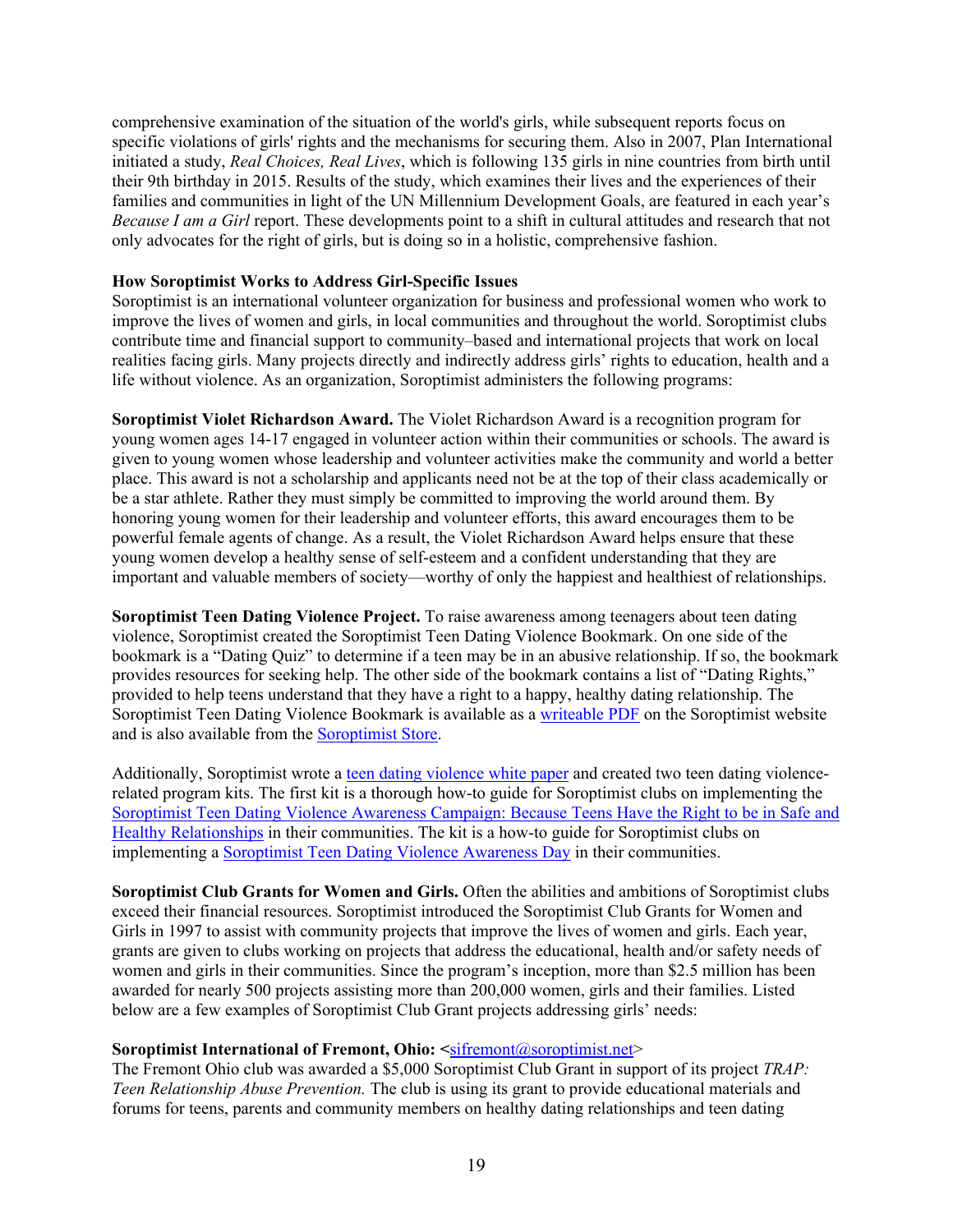comprehensive examination of the situation of the world's girls, while subsequent reports focus on specific violations of girls' rights and the mechanisms for securing them. Also in 2007, Plan International initiated a study, *Real Choices, Real Lives*, which is following 135 girls in nine countries from birth until their 9th birthday in 2015. Results of the study, which examines their lives and the experiences of their families and communities in light of the UN Millennium Development Goals, are featured in each year's *Because I am a Girl* report. These developments point to a shift in cultural attitudes and research that not only advocates for the right of girls, but is doing so in a holistic, comprehensive fashion.

**How Soroptimist Works to Address Girl-Specific Issues**

Soroptimist is an international volunteer organization for business and professional women who work to improve the lives of women and girls, in local communities and throughout the world. Soroptimist clubs contribute time and financial support to community–based and international projects that work on local realities facing girls. Many projects directly and indirectly address girls' rights to education, health and a life without violence. As an organization, Soroptimist administers the following programs:

**Soroptimist Violet Richardson Award.** The Violet Richardson Award is a recognition program for young women ages 14-17 engaged in volunteer action within their communities or schools. The award is given to young women whose leadership and volunteer activities make the community and world a better place. This award is not a scholarship and applicants need not be at the top of their class academically or be a star athlete. Rather they must simply be committed to improving the world around them. By honoring young women for their leadership and volunteer efforts, this award encourages them to be powerful female agents of change. As a result, the Violet Richardson Award helps ensure that these young women develop a healthy sense of self-esteem and a confident understanding that they are important and valuable members of society—worthy of only the happiest and healthiest of relationships.

**Soroptimist Teen Dating Violence Project.** To raise awareness among teenagers about teen dating violence, Soroptimist created the Soroptimist Teen Dating Violence Bookmark. On one side of the bookmark is a "Dating Quiz" to determine if a teen may be in an abusive relationship. If so, the bookmark provides resources for seeking help. The other side of the bookmark contains a list of "Dating Rights," provided to help teens understand that they have a right to a happy, healthy dating relationship. The Soroptimist Teen Dating Violence Bookmark is available as a writeable PDF on the Soroptimist website and is also available from the Soroptimist Store.

Additionally, Soroptimist wrote a teen dating violence white paper and created two teen dating violence-related program kits. The first kit is a thorough how-to guide for Soroptimist clubs on implementing the Soroptimist Teen Dating Violence Awareness Campaign: Because Teens Have the Right to be in Safe and Healthy Relationships in their communities. The kit is a how-to guide for Soroptimist clubs on implementing a Soroptimist Teen Dating Violence Awareness Day in their communities.

**Soroptimist Club Grants for Women and Girls.** Often the abilities and ambitions of Soroptimist clubs exceed their financial resources. Soroptimist introduced the Soroptimist Club Grants for Women and Girls in 1997 to assist with community projects that improve the lives of women and girls. Each year, grants are given to clubs working on projects that address the educational, health and/or safety needs of women and girls in their communities. Since the program's inception, more than $2.5 million has been awarded for nearly 500 projects assisting more than 200,000 women, girls and their families. Listed below are a few examples of Soroptimist Club Grant projects addressing girls' needs:

**Soroptimist International of Fremont, Ohio: <**sifremont@soroptimist.net>

The Fremont Ohio club was awarded a $5,000 Soroptimist Club Grant in support of its project *TRAP: Teen Relationship Abuse Prevention.* The club is using its grant to provide educational materials and forums for teens, parents and community members on healthy dating relationships and teen dating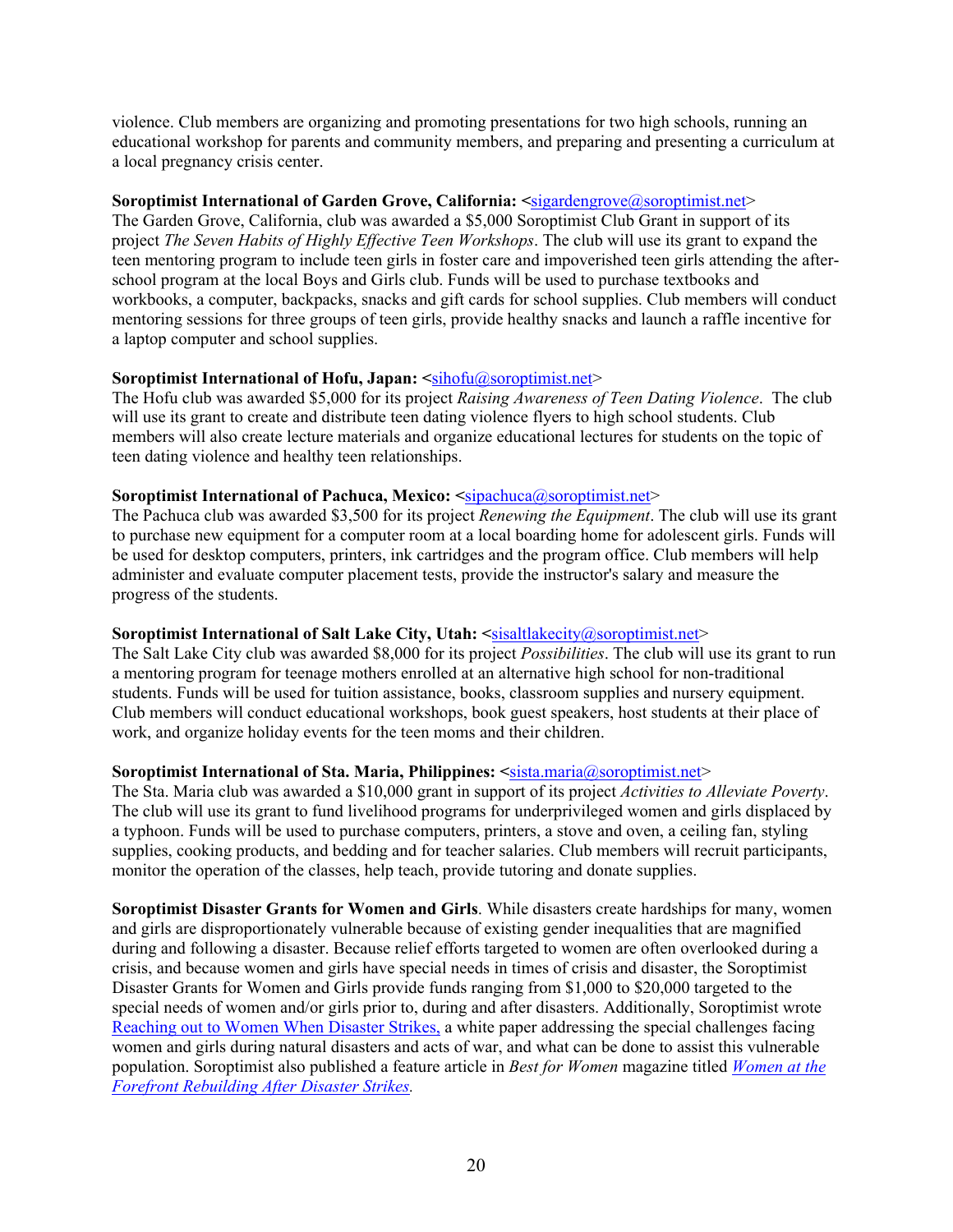violence. Club members are organizing and promoting presentations for two high schools, running an educational workshop for parents and community members, and preparing and presenting a curriculum at a local pregnancy crisis center.

**Soroptimist International of Garden Grove, California: <**sigardengrove@soroptimist.net>
The Garden Grove, California, club was awarded a $5,000 Soroptimist Club Grant in support of its project *The Seven Habits of Highly Effective Teen Workshops*. The club will use its grant to expand the teen mentoring program to include teen girls in foster care and impoverished teen girls attending the after-school program at the local Boys and Girls club. Funds will be used to purchase textbooks and workbooks, a computer, backpacks, snacks and gift cards for school supplies. Club members will conduct mentoring sessions for three groups of teen girls, provide healthy snacks and launch a raffle incentive for a laptop computer and school supplies.

**Soroptimist International of Hofu, Japan: <**sihofu@soroptimist.net>
The Hofu club was awarded $5,000 for its project *Raising Awareness of Teen Dating Violence*. The club will use its grant to create and distribute teen dating violence flyers to high school students. Club members will also create lecture materials and organize educational lectures for students on the topic of teen dating violence and healthy teen relationships.

**Soroptimist International of Pachuca, Mexico: <**sipachuca@soroptimist.net>
The Pachuca club was awarded $3,500 for its project *Renewing the Equipment*. The club will use its grant to purchase new equipment for a computer room at a local boarding home for adolescent girls. Funds will be used for desktop computers, printers, ink cartridges and the program office. Club members will help administer and evaluate computer placement tests, provide the instructor's salary and measure the progress of the students.

**Soroptimist International of Salt Lake City, Utah: <**sisaltlakecity@soroptimist.net>
The Salt Lake City club was awarded $8,000 for its project *Possibilities*. The club will use its grant to run a mentoring program for teenage mothers enrolled at an alternative high school for non-traditional students. Funds will be used for tuition assistance, books, classroom supplies and nursery equipment. Club members will conduct educational workshops, book guest speakers, host students at their place of work, and organize holiday events for the teen moms and their children.

**Soroptimist International of Sta. Maria, Philippines: <**sista.maria@soroptimist.net>
The Sta. Maria club was awarded a $10,000 grant in support of its project *Activities to Alleviate Poverty*. The club will use its grant to fund livelihood programs for underprivileged women and girls displaced by a typhoon. Funds will be used to purchase computers, printers, a stove and oven, a ceiling fan, styling supplies, cooking products, and bedding and for teacher salaries. Club members will recruit participants, monitor the operation of the classes, help teach, provide tutoring and donate supplies.

**Soroptimist Disaster Grants for Women and Girls**. While disasters create hardships for many, women and girls are disproportionately vulnerable because of existing gender inequalities that are magnified during and following a disaster. Because relief efforts targeted to women are often overlooked during a crisis, and because women and girls have special needs in times of crisis and disaster, the Soroptimist Disaster Grants for Women and Girls provide funds ranging from $1,000 to $20,000 targeted to the special needs of women and/or girls prior to, during and after disasters. Additionally, Soroptimist wrote Reaching out to Women When Disaster Strikes, a white paper addressing the special challenges facing women and girls during natural disasters and acts of war, and what can be done to assist this vulnerable population. Soroptimist also published a feature article in *Best for Women* magazine titled *Women at the Forefront Rebuilding After Disaster Strikes.*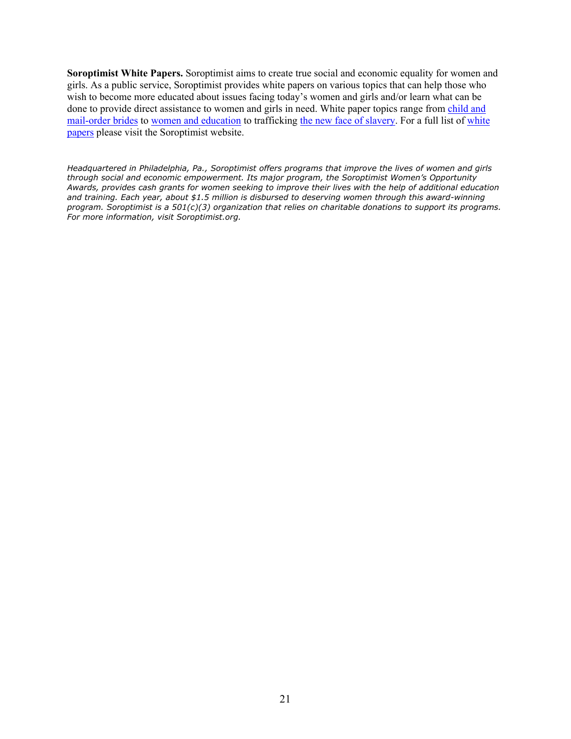**Soroptimist White Papers.** Soroptimist aims to create true social and economic equality for women and girls. As a public service, Soroptimist provides white papers on various topics that can help those who wish to become more educated about issues facing today's women and girls and/or learn what can be done to provide direct assistance to women and girls in need. White paper topics range from child and mail-order brides to women and education to trafficking the new face of slavery. For a full list of white papers please visit the Soroptimist website.

*Headquartered in Philadelphia, Pa., Soroptimist offers programs that improve the lives of women and girls through social and economic empowerment. Its major program, the Soroptimist Women's Opportunity Awards, provides cash grants for women seeking to improve their lives with the help of additional education and training. Each year, about $1.5 million is disbursed to deserving women through this award-winning program. Soroptimist is a 501(c)(3) organization that relies on charitable donations to support its programs. For more information, visit Soroptimist.org.*